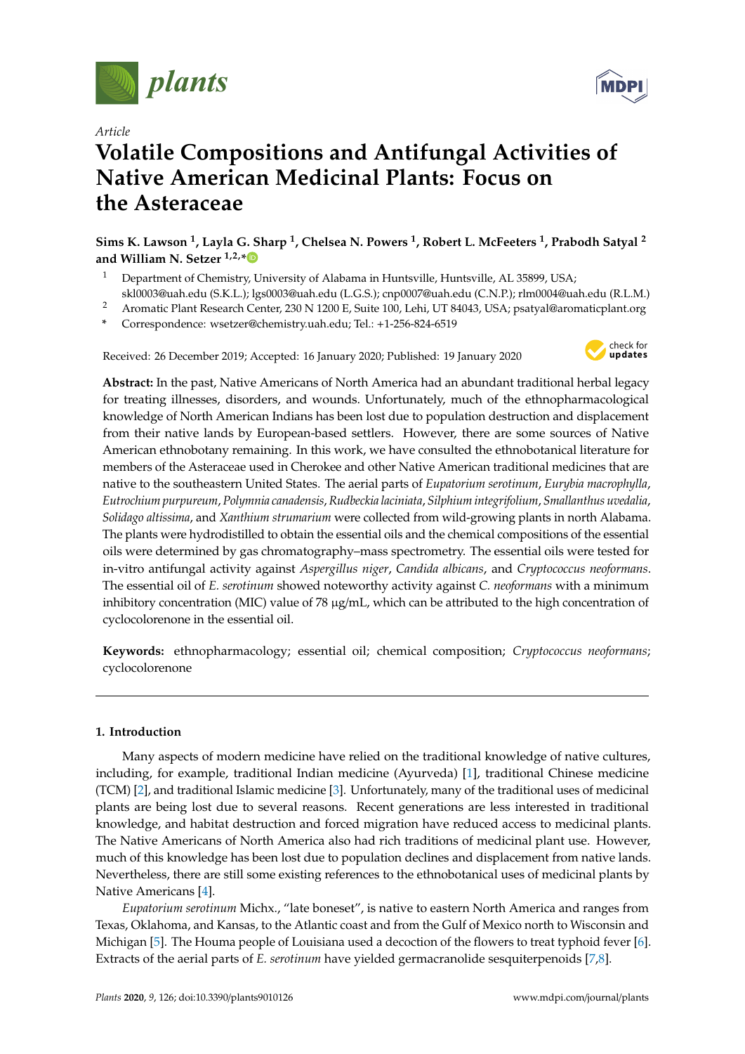Article

# Volatile Compositions and Antifungal Activities of Native American Medicinal Plants: Focus on the Asteraceae

**Sims K. Lawson [1], Layla G. Sharp [1], Chelsea N. Powers [1], Robert L. McFeeters [1], Prabodh Satyal [2] and William N. Setzer [1,2,*]**

[1] Department of Chemistry, University of Alabama in Huntsville, Huntsville, AL 35899, USA; skl0003@uah.edu (S.K.L.); lgs0003@uah.edu (L.G.S.); cnp0007@uah.edu (C.N.P.); rlm0004@uah.edu (R.L.M.)

[2] Aromatic Plant Research Center, 230 N 1200 E, Suite 100, Lehi, UT 84043, USA; psatyal@aromaticplant.org

\* Correspondence: wsetzer@chemistry.uah.edu; Tel.: +1-256-824-6519

Received: 26 December 2019; Accepted: 16 January 2020; Published: 19 January 2020

**Abstract:** In the past, Native Americans of North America had an abundant traditional herbal legacy for treating illnesses, disorders, and wounds. Unfortunately, much of the ethnopharmacological knowledge of North American Indians has been lost due to population destruction and displacement from their native lands by European-based settlers. However, there are some sources of Native American ethnobotany remaining. In this work, we have consulted the ethnobotanical literature for members of the Asteraceae used in Cherokee and other Native American traditional medicines that are native to the southeastern United States. The aerial parts of *Eupatorium serotinum*, *Eurybia macrophylla*, *Eutrochium purpureum*, *Polymnia canadensis*, *Rudbeckia laciniata*, *Silphium integrifolium*, *Smallanthus uvedalia*, *Solidago altissima*, and *Xanthium strumarium* were collected from wild-growing plants in north Alabama. The plants were hydrodistilled to obtain the essential oils and the chemical compositions of the essential oils were determined by gas chromatography–mass spectrometry. The essential oils were tested for in-vitro antifungal activity against *Aspergillus niger*, *Candida albicans*, and *Cryptococcus neoformans*. The essential oil of *E. serotinum* showed noteworthy activity against *C. neoformans* with a minimum inhibitory concentration (MIC) value of 78 μg/mL, which can be attributed to the high concentration of cyclocolorenone in the essential oil.

**Keywords:** ethnopharmacology; essential oil; chemical composition; *Cryptococcus neoformans*; cyclocolorenone

## 1. Introduction

Many aspects of modern medicine have relied on the traditional knowledge of native cultures, including, for example, traditional Indian medicine (Ayurveda) [1], traditional Chinese medicine (TCM) [2], and traditional Islamic medicine [3]. Unfortunately, many of the traditional uses of medicinal plants are being lost due to several reasons. Recent generations are less interested in traditional knowledge, and habitat destruction and forced migration have reduced access to medicinal plants. The Native Americans of North America also had rich traditions of medicinal plant use. However, much of this knowledge has been lost due to population declines and displacement from native lands. Nevertheless, there are still some existing references to the ethnobotanical uses of medicinal plants by Native Americans [4].

*Eupatorium serotinum* Michx., "late boneset", is native to eastern North America and ranges from Texas, Oklahoma, and Kansas, to the Atlantic coast and from the Gulf of Mexico north to Wisconsin and Michigan [5]. The Houma people of Louisiana used a decoction of the flowers to treat typhoid fever [6]. Extracts of the aerial parts of *E. serotinum* have yielded germacranolide sesquiterpenoids [7,8].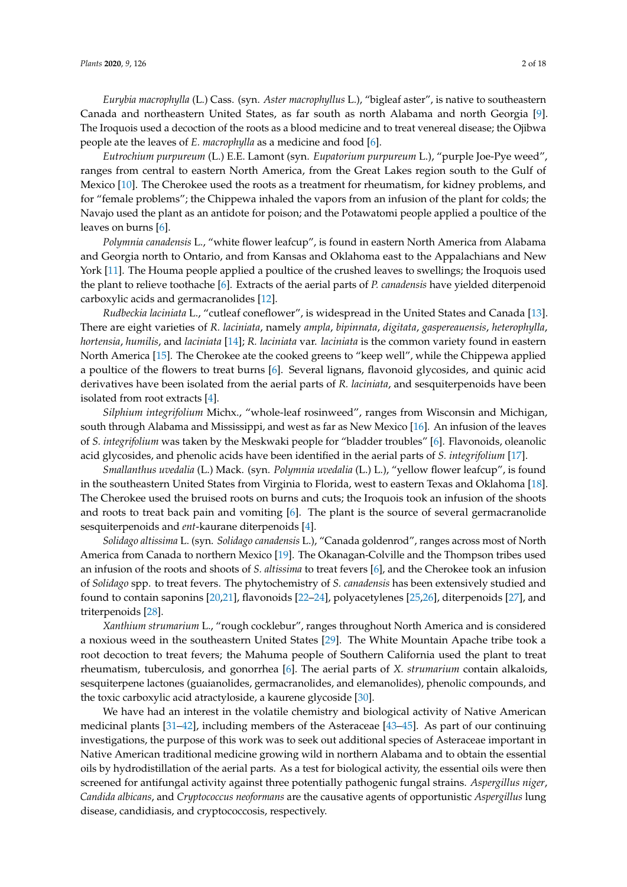*Eurybia macrophylla* (L.) Cass. (syn. *Aster macrophyllus* L.), "bigleaf aster", is native to southeastern Canada and northeastern United States, as far south as north Alabama and north Georgia [9]. The Iroquois used a decoction of the roots as a blood medicine and to treat venereal disease; the Ojibwa people ate the leaves of *E. macrophylla* as a medicine and food [6].

*Eutrochium purpureum* (L.) E.E. Lamont (syn. *Eupatorium purpureum* L.), "purple Joe-Pye weed", ranges from central to eastern North America, from the Great Lakes region south to the Gulf of Mexico [10]. The Cherokee used the roots as a treatment for rheumatism, for kidney problems, and for "female problems"; the Chippewa inhaled the vapors from an infusion of the plant for colds; the Navajo used the plant as an antidote for poison; and the Potawatomi people applied a poultice of the leaves on burns [6].

*Polymnia canadensis* L., "white flower leafcup", is found in eastern North America from Alabama and Georgia north to Ontario, and from Kansas and Oklahoma east to the Appalachians and New York [11]. The Houma people applied a poultice of the crushed leaves to swellings; the Iroquois used the plant to relieve toothache [6]. Extracts of the aerial parts of *P. canadensis* have yielded diterpenoid carboxylic acids and germacranolides [12].

*Rudbeckia laciniata* L., "cutleaf coneflower", is widespread in the United States and Canada [13]. There are eight varieties of *R. laciniata*, namely *ampla*, *bipinnata*, *digitata*, *gaspereauensis*, *heterophylla*, *hortensia*, *humilis*, and *laciniata* [14]; *R. laciniata* var. *laciniata* is the common variety found in eastern North America [15]. The Cherokee ate the cooked greens to "keep well", while the Chippewa applied a poultice of the flowers to treat burns [6]. Several lignans, flavonoid glycosides, and quinic acid derivatives have been isolated from the aerial parts of *R. laciniata*, and sesquiterpenoids have been isolated from root extracts [4].

*Silphium integrifolium* Michx., "whole-leaf rosinweed", ranges from Wisconsin and Michigan, south through Alabama and Mississippi, and west as far as New Mexico [16]. An infusion of the leaves of *S. integrifolium* was taken by the Meskwaki people for "bladder troubles" [6]. Flavonoids, oleanolic acid glycosides, and phenolic acids have been identified in the aerial parts of *S. integrifolium* [17].

*Smallanthus uvedalia* (L.) Mack. (syn. *Polymnia uvedalia* (L.) L.), "yellow flower leafcup", is found in the southeastern United States from Virginia to Florida, west to eastern Texas and Oklahoma [18]. The Cherokee used the bruised roots on burns and cuts; the Iroquois took an infusion of the shoots and roots to treat back pain and vomiting [6]. The plant is the source of several germacranolide sesquiterpenoids and *ent*-kaurane diterpenoids [4].

*Solidago altissima* L. (syn. *Solidago canadensis* L.), "Canada goldenrod", ranges across most of North America from Canada to northern Mexico [19]. The Okanagan-Colville and the Thompson tribes used an infusion of the roots and shoots of *S. altissima* to treat fevers [6], and the Cherokee took an infusion of *Solidago* spp. to treat fevers. The phytochemistry of *S. canadensis* has been extensively studied and found to contain saponins [20,21], flavonoids [22–24], polyacetylenes [25,26], diterpenoids [27], and triterpenoids [28].

*Xanthium strumarium* L., "rough cocklebur", ranges throughout North America and is considered a noxious weed in the southeastern United States [29]. The White Mountain Apache tribe took a root decoction to treat fevers; the Mahuma people of Southern California used the plant to treat rheumatism, tuberculosis, and gonorrhea [6]. The aerial parts of *X. strumarium* contain alkaloids, sesquiterpene lactones (guaianolides, germacranolides, and elemanolides), phenolic compounds, and the toxic carboxylic acid atractyloside, a kaurene glycoside [30].

We have had an interest in the volatile chemistry and biological activity of Native American medicinal plants [31–42], including members of the Asteraceae [43–45]. As part of our continuing investigations, the purpose of this work was to seek out additional species of Asteraceae important in Native American traditional medicine growing wild in northern Alabama and to obtain the essential oils by hydrodistillation of the aerial parts. As a test for biological activity, the essential oils were then screened for antifungal activity against three potentially pathogenic fungal strains. *Aspergillus niger*, *Candida albicans*, and *Cryptococcus neoformans* are the causative agents of opportunistic *Aspergillus* lung disease, candidiasis, and cryptococcosis, respectively.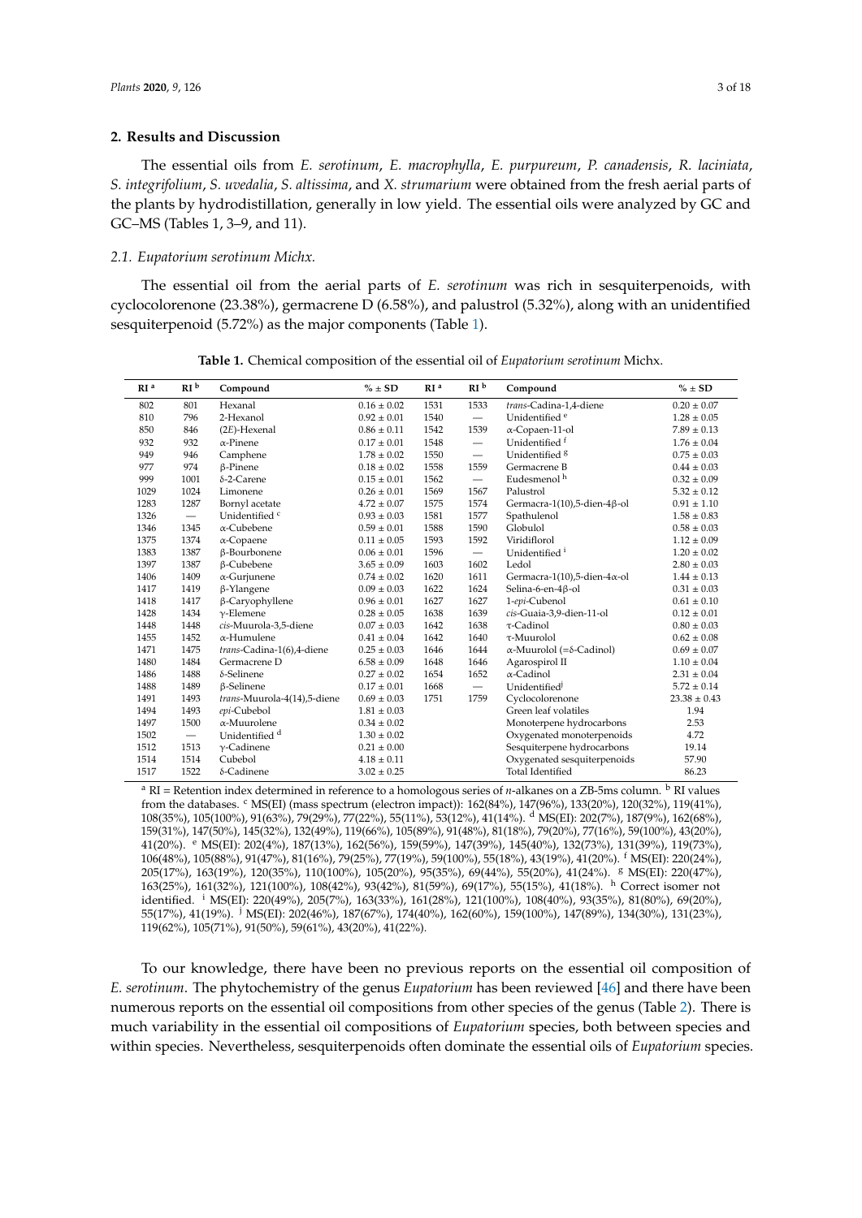## 2. Results and Discussion

The essential oils from *E. serotinum*, *E. macrophylla*, *E. purpureum*, *P. canadensis*, *R. laciniata*, *S. integrifolium*, *S. uvedalia*, *S. altissima*, and *X. strumarium* were obtained from the fresh aerial parts of the plants by hydrodistillation, generally in low yield. The essential oils were analyzed by GC and GC–MS (Tables 1, 3–9, and 11).

### 2.1. *Eupatorium serotinum* Michx.

The essential oil from the aerial parts of *E. serotinum* was rich in sesquiterpenoids, with cyclocolorenone (23.38%), germacrene D (6.58%), and palustrol (5.32%), along with an unidentified sesquiterpenoid (5.72%) as the major components (Table 1).

**Table 1.** Chemical composition of the essential oil of *Eupatorium serotinum* Michx.

| RI [a] | RI [b] | Compound | % ± SD | RI [a] | RI [b] | Compound | % ± SD |
|---|---|---|---|---|---|---|---|
| 802 | 801 | Hexanal | 0.16 ± 0.02 | 1531 | 1533 | *trans*-Cadina-1,4-diene | 0.20 ± 0.07 |
| 810 | 796 | 2-Hexanol | 0.92 ± 0.01 | 1540 | — | Unidentified [e] | 1.28 ± 0.05 |
| 850 | 846 | (2*E*)-Hexenal | 0.86 ± 0.11 | 1542 | 1539 | α-Copaen-11-ol | 7.89 ± 0.13 |
| 932 | 932 | α-Pinene | 0.17 ± 0.01 | 1548 | — | Unidentified [f] | 1.76 ± 0.04 |
| 949 | 946 | Camphene | 1.78 ± 0.02 | 1550 | — | Unidentified [g] | 0.75 ± 0.03 |
| 977 | 974 | β-Pinene | 0.18 ± 0.02 | 1558 | 1559 | Germacrene B | 0.44 ± 0.03 |
| 999 | 1001 | δ-2-Carene | 0.15 ± 0.01 | 1562 | — | Eudesmenol [h] | 0.32 ± 0.09 |
| 1029 | 1024 | Limonene | 0.26 ± 0.01 | 1569 | 1567 | Palustrol | 5.32 ± 0.12 |
| 1283 | 1287 | Bornyl acetate | 4.72 ± 0.07 | 1575 | 1574 | Germacra-1(10),5-dien-4β-ol | 0.91 ± 1.10 |
| 1326 | — | Unidentified [c] | 0.93 ± 0.03 | 1581 | 1577 | Spathulenol | 1.58 ± 0.83 |
| 1346 | 1345 | α-Cubebene | 0.59 ± 0.01 | 1588 | 1590 | Globulol | 0.58 ± 0.03 |
| 1375 | 1374 | α-Copaene | 0.11 ± 0.05 | 1593 | 1592 | Viridiflorol | 1.12 ± 0.09 |
| 1383 | 1387 | β-Bourbonene | 0.06 ± 0.01 | 1596 | — | Unidentified [i] | 1.20 ± 0.02 |
| 1397 | 1387 | β-Cubebene | 3.65 ± 0.09 | 1603 | 1602 | Ledol | 2.80 ± 0.03 |
| 1406 | 1409 | α-Gurjunene | 0.74 ± 0.02 | 1620 | 1611 | Germacra-1(10),5-dien-4α-ol | 1.44 ± 0.13 |
| 1417 | 1419 | β-Ylangene | 0.09 ± 0.03 | 1622 | 1624 | Selina-6-en-4β-ol | 0.31 ± 0.03 |
| 1418 | 1417 | β-Caryophyllene | 0.96 ± 0.01 | 1627 | 1627 | 1-*epi*-Cubenol | 0.61 ± 0.10 |
| 1428 | 1434 | γ-Elemene | 0.28 ± 0.05 | 1638 | 1639 | *cis*-Guaia-3,9-dien-11-ol | 0.12 ± 0.01 |
| 1448 | 1448 | *cis*-Muurola-3,5-diene | 0.07 ± 0.03 | 1642 | 1638 | τ-Cadinol | 0.80 ± 0.03 |
| 1455 | 1452 | α-Humulene | 0.41 ± 0.04 | 1642 | 1640 | τ-Muurolol | 0.62 ± 0.08 |
| 1471 | 1475 | *trans*-Cadina-1(6),4-diene | 0.25 ± 0.03 | 1646 | 1644 | α-Muurolol (=δ-Cadinol) | 0.69 ± 0.07 |
| 1480 | 1484 | Germacrene D | 6.58 ± 0.09 | 1648 | 1646 | Agarospirol II | 1.10 ± 0.04 |
| 1486 | 1488 | δ-Selinene | 0.27 ± 0.02 | 1654 | 1652 | α-Cadinol | 2.31 ± 0.04 |
| 1488 | 1489 | β-Selinene | 0.17 ± 0.01 | 1668 | — | Unidentified [j] | 5.72 ± 0.14 |
| 1491 | 1493 | *trans*-Muurola-4(14),5-diene | 0.69 ± 0.03 | 1751 | 1759 | Cyclocolorenone | 23.38 ± 0.43 |
| 1494 | 1493 | *epi*-Cubebol | 1.81 ± 0.03 | | | Green leaf volatiles | 1.94 |
| 1497 | 1500 | α-Muurolene | 0.34 ± 0.02 | | | Monoterpene hydrocarbons | 2.53 |
| 1502 | — | Unidentified [d] | 1.30 ± 0.02 | | | Oxygenated monoterpenoids | 4.72 |
| 1512 | 1513 | γ-Cadinene | 0.21 ± 0.00 | | | Sesquiterpene hydrocarbons | 19.14 |
| 1514 | 1514 | Cubebol | 4.18 ± 0.11 | | | Oxygenated sesquiterpenoids | 57.90 |
| 1517 | 1522 | δ-Cadinene | 3.02 ± 0.25 | | | Total Identified | 86.23 |

[a] RI = Retention index determined in reference to a homologous series of *n*-alkanes on a ZB-5ms column. [b] RI values from the databases. [c] MS(EI) (mass spectrum (electron impact)): 162(84%), 147(96%), 133(20%), 120(32%), 119(41%), 108(35%), 105(100%), 91(63%), 79(29%), 77(22%), 55(11%), 53(12%), 41(14%). [d] MS(EI): 202(7%), 187(9%), 162(68%), 159(31%), 147(50%), 145(32%), 132(49%), 119(66%), 105(89%), 91(48%), 81(18%), 79(20%), 77(16%), 59(100%), 43(20%), 41(20%). [e] MS(EI): 202(4%), 187(13%), 162(56%), 159(59%), 147(39%), 145(40%), 132(73%), 131(39%), 119(73%), 106(48%), 105(88%), 91(47%), 81(16%), 79(25%), 77(19%), 59(100%), 55(18%), 43(19%), 41(20%). [f] MS(EI): 220(24%), 205(17%), 163(19%), 120(35%), 110(100%), 105(20%), 95(35%), 69(44%), 55(20%), 41(24%). [g] MS(EI): 220(47%), 163(25%), 161(32%), 121(100%), 108(42%), 93(42%), 81(59%), 69(17%), 55(15%), 41(18%). [h] Correct isomer not identified. [i] MS(EI): 220(49%), 205(7%), 163(33%), 161(28%), 121(100%), 108(40%), 93(35%), 81(80%), 69(20%), 55(17%), 41(19%). [j] MS(EI): 202(46%), 187(67%), 174(40%), 162(60%), 159(100%), 147(89%), 134(30%), 131(23%), 119(62%), 105(71%), 91(50%), 59(61%), 43(20%), 41(22%).

To our knowledge, there have been no previous reports on the essential oil composition of *E. serotinum*. The phytochemistry of the genus *Eupatorium* has been reviewed [46] and there have been numerous reports on the essential oil compositions from other species of the genus (Table 2). There is much variability in the essential oil compositions of *Eupatorium* species, both between species and within species. Nevertheless, sesquiterpenoids often dominate the essential oils of *Eupatorium* species.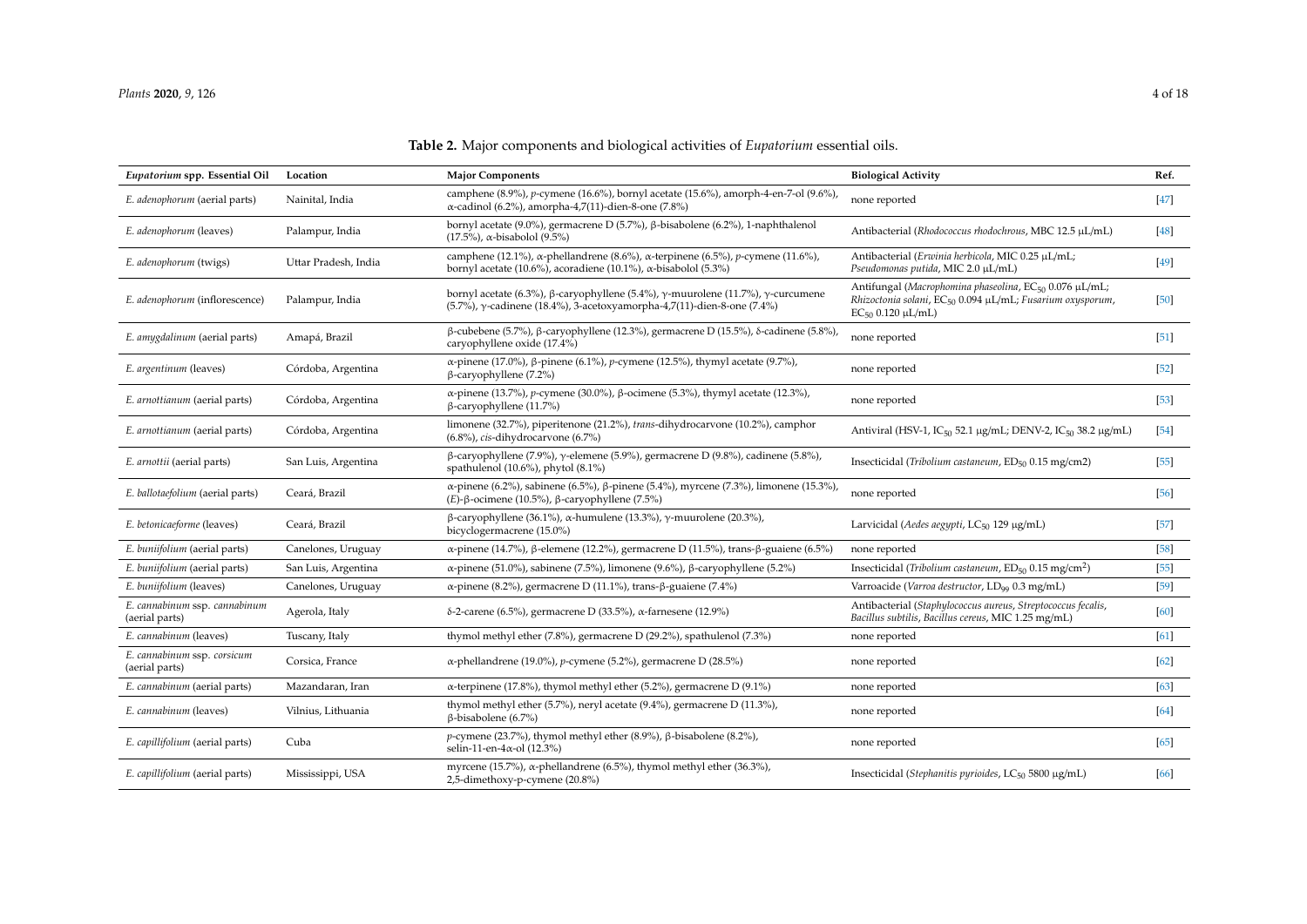**Table 2.** Major components and biological activities of *Eupatorium* essential oils.

| *Eupatorium* spp. Essential Oil | Location | Major Components | Biological Activity | Ref. |
|---|---|---|---|---|
| *E. adenophorum* (aerial parts) | Nainital, India | camphene (8.9%), *p*-cymene (16.6%), bornyl acetate (15.6%), amorph-4-en-7-ol (9.6%), α-cadinol (6.2%), amorpha-4,7(11)-dien-8-one (7.8%) | none reported | [47] |
| *E. adenophorum* (leaves) | Palampur, India | bornyl acetate (9.0%), germacrene D (5.7%), β-bisabolene (6.2%), 1-naphthalenol (17.5%), α-bisabolol (9.5%) | Antibacterial (*Rhodococcus rhodochrous*, MBC 12.5 μL/mL) | [48] |
| *E. adenophorum* (twigs) | Uttar Pradesh, India | camphene (12.1%), α-phellandrene (8.6%), α-terpinene (6.5%), *p*-cymene (11.6%), bornyl acetate (10.6%), acoradiene (10.1%), α-bisabolol (5.3%) | Antibacterial (*Erwinia herbicola*, MIC 0.25 μL/mL; *Pseudomonas putida*, MIC 2.0 μL/mL) | [49] |
| *E. adenophorum* (inflorescence) | Palampur, India | bornyl acetate (6.3%), β-caryophyllene (5.4%), γ-muurolene (11.7%), γ-curcumene (5.7%), γ-cadinene (18.4%), 3-acetoxyamorpha-4,7(11)-dien-8-one (7.4%) | Antifungal (*Macrophomina phaseolina*, $EC_{50}$ 0.076 μL/mL; *Rhizoctonia solani*, $EC_{50}$ 0.094 μL/mL; *Fusarium oxysporum*, $EC_{50}$ 0.120 μL/mL) | [50] |
| *E. amygdalinum* (aerial parts) | Amapá, Brazil | β-cubebene (5.7%), β-caryophyllene (12.3%), germacrene D (15.5%), δ-cadinene (5.8%), caryophyllene oxide (17.4%) | none reported | [51] |
| *E. argentinum* (leaves) | Córdoba, Argentina | α-pinene (17.0%), β-pinene (6.1%), *p*-cymene (12.5%), thymyl acetate (9.7%), β-caryophyllene (7.2%) | none reported | [52] |
| *E. arnottianum* (aerial parts) | Córdoba, Argentina | α-pinene (13.7%), *p*-cymene (30.0%), β-ocimene (5.3%), thymyl acetate (12.3%), β-caryophyllene (11.7%) | none reported | [53] |
| *E. arnottianum* (aerial parts) | Córdoba, Argentina | limonene (32.7%), piperitenone (21.2%), *trans*-dihydrocarvone (10.2%), camphor (6.8%), *cis*-dihydrocarvone (6.7%) | Antiviral (HSV-1, $IC_{50}$ 52.1 μg/mL; DENV-2, $IC_{50}$ 38.2 μg/mL) | [54] |
| *E. arnottii* (aerial parts) | San Luis, Argentina | β-caryophyllene (7.9%), γ-elemene (5.9%), germacrene D (9.8%), cadinene (5.8%), spathulenol (10.6%), phytol (8.1%) | Insecticidal (*Tribolium castaneum*, $ED_{50}$ 0.15 mg/cm2) | [55] |
| *E. ballotaefolium* (aerial parts) | Ceará, Brazil | α-pinene (6.2%), sabinene (6.5%), β-pinene (5.4%), myrcene (7.3%), limonene (15.3%), (*E*)-β-ocimene (10.5%), β-caryophyllene (7.5%) | none reported | [56] |
| *E. betonicaeforme* (leaves) | Ceará, Brazil | β-caryophyllene (36.1%), α-humulene (13.3%), γ-muurolene (20.3%), bicyclogermacrene (15.0%) | Larvicidal (*Aedes aegypti*, $LC_{50}$ 129 μg/mL) | [57] |
| *E. buniifolium* (aerial parts) | Canelones, Uruguay | α-pinene (14.7%), β-elemene (12.2%), germacrene D (11.5%), trans-β-guaiene (6.5%) | none reported | [58] |
| *E. buniifolium* (aerial parts) | San Luis, Argentina | α-pinene (51.0%), sabinene (7.5%), limonene (9.6%), β-caryophyllene (5.2%) | Insecticidal (*Tribolium castaneum*, $ED_{50}$ 0.15 mg/cm$^2$) | [55] |
| *E. buniifolium* (leaves) | Canelones, Uruguay | α-pinene (8.2%), germacrene D (11.1%), trans-β-guaiene (7.4%) | Varroacide (*Varroa destructor*, $LD_{99}$ 0.3 mg/mL) | [59] |
| *E. cannabinum* ssp. *cannabinum* (aerial parts) | Agerola, Italy | δ-2-carene (6.5%), germacrene D (33.5%), α-farnesene (12.9%) | Antibacterial (*Staphylococcus aureus*, *Streptococcus fecalis*, *Bacillus subtilis*, *Bacillus cereus*, MIC 1.25 mg/mL) | [60] |
| *E. cannabinum* (leaves) | Tuscany, Italy | thymol methyl ether (7.8%), germacrene D (29.2%), spathulenol (7.3%) | none reported | [61] |
| *E. cannabinum* ssp. *corsicum* (aerial parts) | Corsica, France | α-phellandrene (19.0%), *p*-cymene (5.2%), germacrene D (28.5%) | none reported | [62] |
| *E. cannabinum* (aerial parts) | Mazandaran, Iran | α-terpinene (17.8%), thymol methyl ether (5.2%), germacrene D (9.1%) | none reported | [63] |
| *E. cannabinum* (leaves) | Vilnius, Lithuania | thymol methyl ether (5.7%), neryl acetate (9.4%), germacrene D (11.3%), β-bisabolene (6.7%) | none reported | [64] |
| *E. capillifolium* (aerial parts) | Cuba | *p*-cymene (23.7%), thymol methyl ether (8.9%), β-bisabolene (8.2%), selin-11-en-4α-ol (12.3%) | none reported | [65] |
| *E. capillifolium* (aerial parts) | Mississippi, USA | myrcene (15.7%), α-phellandrene (6.5%), thymol methyl ether (36.3%), 2,5-dimethoxy-p-cymene (20.8%) | Insecticidal (*Stephanitis pyrioides*, $LC_{50}$ 5800 μg/mL) | [66] |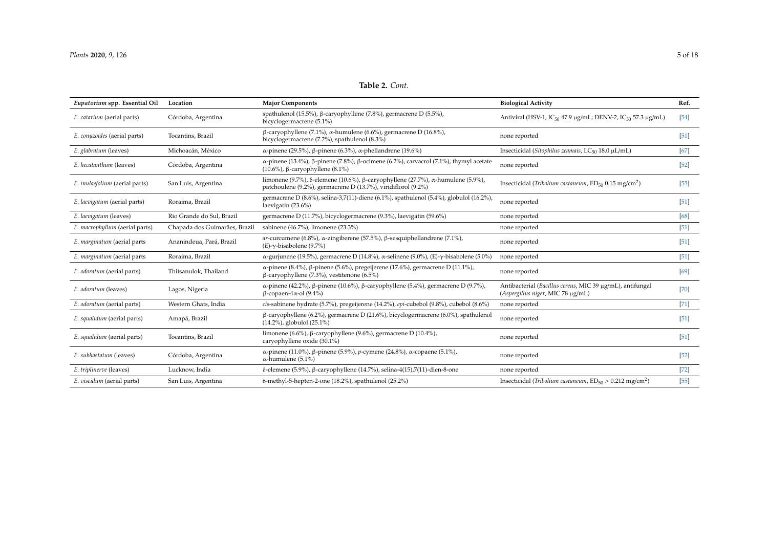**Table 2.** *Cont.*

| *Eupatorium* spp. Essential Oil | Location | Major Components | Biological Activity | Ref. |
|---|---|---|---|---|
| *E. catarium* (aerial parts) | Córdoba, Argentina | spathulenol (15.5%), β-caryophyllene (7.8%), germacrene D (5.5%), bicyclogermacrene (5.1%) | Antiviral (HSV-1, $IC_{50}$ 47.9 μg/mL; DENV-2, $IC_{50}$ 57.3 μg/mL) | [54] |
| *E. conyzoides* (aerial parts) | Tocantins, Brazil | β-caryophyllene (7.1%), α-humulene (6.6%), germacrene D (16.8%), bicyclogermacrene (7.2%), spathulenol (8.3%) | none reported | [51] |
| *E. glabratum* (leaves) | Michoacán, México | α-pinene (29.5%), β-pinene (6.3%), α-phellandrene (19.6%) | Insecticidal (*Sitophilus zeamais*, $LC_{50}$ 18.0 μL/mL) | [67] |
| *E. hecatanthum* (leaves) | Córdoba, Argentina | α-pinene (13.4%), β-pinene (7.8%), β-ocimene (6.2%), carvacrol (7.1%), thymyl acetate (10.6%), β-caryophyllene (8.1%) | none reported | [52] |
| *E. inulaefolium* (aerial parts) | San Luis, Argentina | limonene (9.7%), δ-elemene (10.6%), β-caryophyllene (27.7%), α-humulene (5.9%), patchoulene (9.2%), germacrene D (13.7%), viridiflorol (9.2%) | Insecticidal (*Tribolium castaneum*, $ED_{50}$ 0.15 mg/cm$^2$) | [55] |
| *E. laevigatum* (aerial parts) | Roraima, Brazil | germacrene D (8.6%), selina-3,7(11)-diene (6.1%), spathulenol (5.4%), globulol (16.2%), laevigatin (23.6%) | none reported | [51] |
| *E. laevigatum* (leaves) | Rio Grande do Sul, Brazil | germacrene D (11.7%), bicyclogermacrene (9.3%), laevigatin (59.6%) | none reported | [68] |
| *E. macrophyllum* (aerial parts) | Chapada dos Guimarães, Brazil | sabinene (46.7%), limonene (23.3%) | none reported | [51] |
| *E. marginatum* (aerial parts | Ananindeua, Pará, Brazil | *ar*-curcumene (6.8%), α-zingiberene (57.5%), β-sesquiphellandrene (7.1%), (*E*)-γ-bisabolene (9.7%) | none reported | [51] |
| *E. marginatum* (aerial parts | Roraima, Brazil | α-gurjunene (19.5%), germacrene D (14.8%), α-selinene (9.0%), (E)-γ-bisabolene (5.0%) | none reported | [51] |
| *E. odoratum* (aerial parts) | Thitsanulok, Thailand | α-pinene (8.4%), β-pinene (5.6%), pregeijerene (17.6%), germacrene D (11.1%), β-caryophyllene (7.3%), vestitenone (6.5%) | none reported | [69] |
| *E. odoratum* (leaves) | Lagos, Nigeria | α-pinene (42.2%), β-pinene (10.6%), β-caryophyllene (5.4%), germacrene D (9.7%), β-copaen-4α-ol (9.4%) | Antibacterial (*Bacillus cereus*, MIC 39 μg/mL), antifungal (*Aspergillus niger*, MIC 78 μg/mL) | [70] |
| *E. odoratum* (aerial parts) | Western Ghats, India | *cis*-sabinene hydrate (5.7%), pregeijerene (14.2%), *epi*-cubebol (9.8%), cubebol (8.6%) | none reported | [71] |
| *E. squalidum* (aerial parts) | Amapá, Brazil | β-caryophyllene (6.2%), germacrene D (21.6%), bicyclogermacrene (6.0%), spathulenol (14.2%), globulol (25.1%) | none reported | [51] |
| *E. squalidum* (aerial parts) | Tocantins, Brazil | limonene (6.6%), β-caryophyllene (9.6%), germacrene D (10.4%), caryophyllene oxide (30.1%) | none reported | [51] |
| *E. subhastatum* (leaves) | Córdoba, Argentina | α-pinene (11.0%), β-pinene (5.9%), *p*-cymene (24.8%), α-copaene (5.1%), α-humulene (5.1%) | none reported | [52] |
| *E. triplinerve* (leaves) | Lucknow, India | δ-elemene (5.9%), β-caryophyllene (14.7%), selina-4(15),7(11)-dien-8-one | none reported | [72] |
| *E. viscidum* (aerial parts) | San Luis, Argentina | 6-methyl-5-hepten-2-one (18.2%), spathulenol (25.2%) | Insecticidal (*Tribolium castaneum*, $ED_{50} > 0.212$ mg/cm$^2$) | [55] |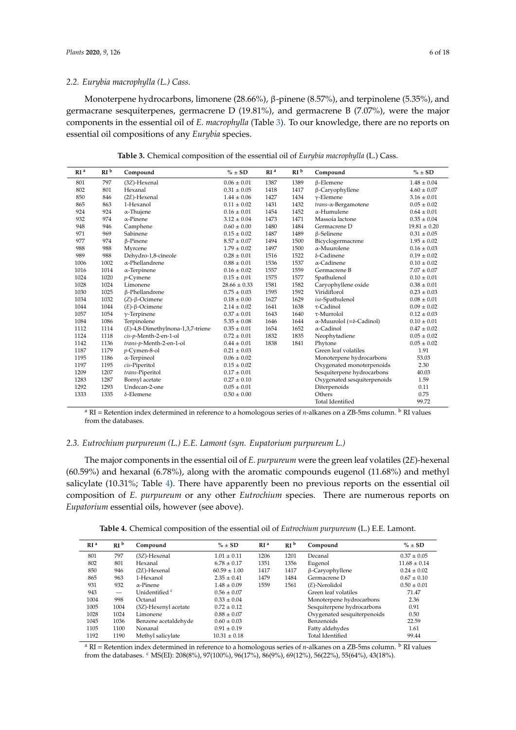### 2.2. *Eurybia macrophylla* (L.) Cass.

Monoterpene hydrocarbons, limonene (28.66%), β-pinene (8.57%), and terpinolene (5.35%), and germacrane sesquiterpenes, germacrene D (19.81%), and germacrene B (7.07%), were the major components in the essential oil of *E. macrophylla* (Table 3). To our knowledge, there are no reports on essential oil compositions of any *Eurybia* species.

**Table 3.** Chemical composition of the essential oil of *Eurybia macrophylla* (L.) Cass.

| RI [a] | RI [b] | Compound | % ± SD | RI [a] | RI [b] | Compound | % ± SD |
|---|---|---|---|---|---|---|---|
| 801 | 797 | (3*Z*)-Hexenal | 0.06 ± 0.01 | 1387 | 1389 | β-Elemene | 1.48 ± 0.04 |
| 802 | 801 | Hexanal | 0.31 ± 0.05 | 1418 | 1417 | β-Caryophyllene | 4.60 ± 0.07 |
| 850 | 846 | (2*E*)-Hexenal | 1.44 ± 0.06 | 1427 | 1434 | γ-Elemene | 3.16 ± 0.01 |
| 865 | 863 | 1-Hexanol | 0.11 ± 0.02 | 1431 | 1432 | *trans*-α-Bergamotene | 0.05 ± 0.02 |
| 924 | 924 | α-Thujene | 0.16 ± 0.01 | 1454 | 1452 | α-Humulene | 0.64 ± 0.01 |
| 932 | 974 | α-Pinene | 3.12 ± 0.04 | 1473 | 1471 | Massoia lactone | 0.35 ± 0.04 |
| 948 | 946 | Camphene | 0.60 ± 0.00 | 1480 | 1484 | Germacrene D | 19.81 ± 0.20 |
| 971 | 969 | Sabinene | 0.15 ± 0.02 | 1487 | 1489 | β-Selinene | 0.31 ± 0.05 |
| 977 | 974 | β-Pinene | 8.57 ± 0.07 | 1494 | 1500 | Bicyclogermacrene | 1.95 ± 0.02 |
| 988 | 988 | Myrcene | 1.79 ± 0.02 | 1497 | 1500 | α-Muurolene | 0.16 ± 0.03 |
| 989 | 988 | Dehydro-1,8-cineole | 0.28 ± 0.01 | 1516 | 1522 | δ-Cadinene | 0.19 ± 0.02 |
| 1006 | 1002 | α-Phellandrene | 0.88 ± 0.01 | 1536 | 1537 | α-Cadinene | 0.10 ± 0.02 |
| 1016 | 1014 | α-Terpinene | 0.16 ± 0.02 | 1557 | 1559 | Germacrene B | 7.07 ± 0.07 |
| 1024 | 1020 | *p*-Cymene | 0.15 ± 0.01 | 1575 | 1577 | Spathulenol | 0.10 ± 0.01 |
| 1028 | 1024 | Limonene | 28.66 ± 0.33 | 1581 | 1582 | Caryophyllene oxide | 0.38 ± 0.01 |
| 1030 | 1025 | β-Phellandrene | 0.75 ± 0.03 | 1595 | 1592 | Viridiflorol | 0.23 ± 0.03 |
| 1034 | 1032 | (*Z*)-β-Ocimene | 0.18 ± 0.00 | 1627 | 1629 | *iso*-Spathulenol | 0.08 ± 0.01 |
| 1044 | 1044 | (*E*)-β-Ocimene | 2.14 ± 0.02 | 1641 | 1638 | τ-Cadinol | 0.09 ± 0.02 |
| 1057 | 1054 | γ-Terpinene | 0.37 ± 0.01 | 1643 | 1640 | τ-Murrolol | 0.12 ± 0.03 |
| 1084 | 1086 | Terpinolene | 5.35 ± 0.08 | 1646 | 1644 | α-Muurolol (=δ-Cadinol) | 0.10 ± 0.01 |
| 1112 | 1114 | (*E*)-4,8-Dimethylnona-1,3,7-triene | 0.35 ± 0.01 | 1654 | 1652 | α-Cadinol | 0.47 ± 0.02 |
| 1124 | 1118 | *cis*-*p*-Menth-2-en-1-ol | 0.72 ± 0.01 | 1832 | 1835 | Neophytadiene | 0.05 ± 0.02 |
| 1142 | 1136 | *trans*-*p*-Menth-2-en-1-ol | 0.44 ± 0.01 | 1838 | 1841 | Phytone | 0.05 ± 0.02 |
| 1187 | 1179 | *p*-Cymen-8-ol | 0.21 ± 0.03 | | | Green leaf volatiles | 1.91 |
| 1195 | 1186 | α-Terpineol | 0.06 ± 0.02 | | | Monoterpene hydrocarbons | 53.03 |
| 1197 | 1195 | *cis*-Piperitol | 0.15 ± 0.02 | | | Oxygenated monoterpenoids | 2.30 |
| 1209 | 1207 | *trans*-Piperitol | 0.17 ± 0.01 | | | Sesquiterpene hydrocarbons | 40.03 |
| 1283 | 1287 | Bornyl acetate | 0.27 ± 0.10 | | | Oxygenated sesquiterpenoids | 1.59 |
| 1292 | 1293 | Undecan-2-one | 0.05 ± 0.01 | | | Diterpenoids | 0.11 |
| 1333 | 1335 | δ-Elemene | 0.50 ± 0.00 | | | Others | 0.75 |
| | | | | | | Total Identified | 99.72 |

[a] RI = Retention index determined in reference to a homologous series of *n*-alkanes on a ZB-5ms column. [b] RI values from the databases.

### 2.3. *Eutrochium purpureum* (L.) E.E. Lamont (syn. *Eupatorium purpureum* L.)

The major components in the essential oil of *E. purpureum* were the green leaf volatiles (2*E*)-hexenal (60.59%) and hexanal (6.78%), along with the aromatic compounds eugenol (11.68%) and methyl salicylate (10.31%; Table 4). There have apparently been no previous reports on the essential oil composition of *E. purpureum* or any other *Eutrochium* species. There are numerous reports on *Eupatorium* essential oils, however (see above).

**Table 4.** Chemical composition of the essential oil of *Eutrochium purpureum* (L.) E.E. Lamont.

| RI [a] | RI [b] | Compound | % ± SD | RI [a] | RI [b] | Compound | % ± SD |
|---|---|---|---|---|---|---|---|
| 801 | 797 | (3*Z*)-Hexenal | 1.01 ± 0.11 | 1206 | 1201 | Decanal | 0.37 ± 0.05 |
| 802 | 801 | Hexanal | 6.78 ± 0.17 | 1351 | 1356 | Eugenol | 11.68 ± 0.14 |
| 850 | 946 | (2*E*)-Hexenal | 60.59 ± 1.00 | 1417 | 1417 | β-Caryophyllene | 0.24 ± 0.02 |
| 865 | 963 | 1-Hexanol | 2.35 ± 0.41 | 1479 | 1484 | Germacrene D | 0.67 ± 0.10 |
| 931 | 932 | α-Pinene | 1.48 ± 0.09 | 1559 | 1561 | (*E*)-Nerolidol | 0.50 ± 0.01 |
| 943 | — | Unidentified [c] | 0.56 ± 0.07 | | | Green leaf volatiles | 71.47 |
| 1004 | 998 | Octanal | 0.33 ± 0.04 | | | Monoterpene hydrocarbons | 2.36 |
| 1005 | 1004 | (3*Z*)-Hexenyl acetate | 0.72 ± 0.12 | | | Sesquiterpene hydrocarbons | 0.91 |
| 1028 | 1024 | Limonene | 0.88 ± 0.07 | | | Oxygenated sesquiterpenoids | 0.50 |
| 1045 | 1036 | Benzene acetaldehyde | 0.60 ± 0.03 | | | Benzenoids | 22.59 |
| 1105 | 1100 | Nonanal | 0.91 ± 0.19 | | | Fatty aldehydes | 1.61 |
| 1192 | 1190 | Methyl salicylate | 10.31 ± 0.18 | | | Total Identified | 99.44 |

[a] RI = Retention index determined in reference to a homologous series of *n*-alkanes on a ZB-5ms column. [b] RI values from the databases. [c] MS(EI): 208(8%), 97(100%), 96(17%), 86(9%), 69(12%), 56(22%), 55(64%), 43(18%).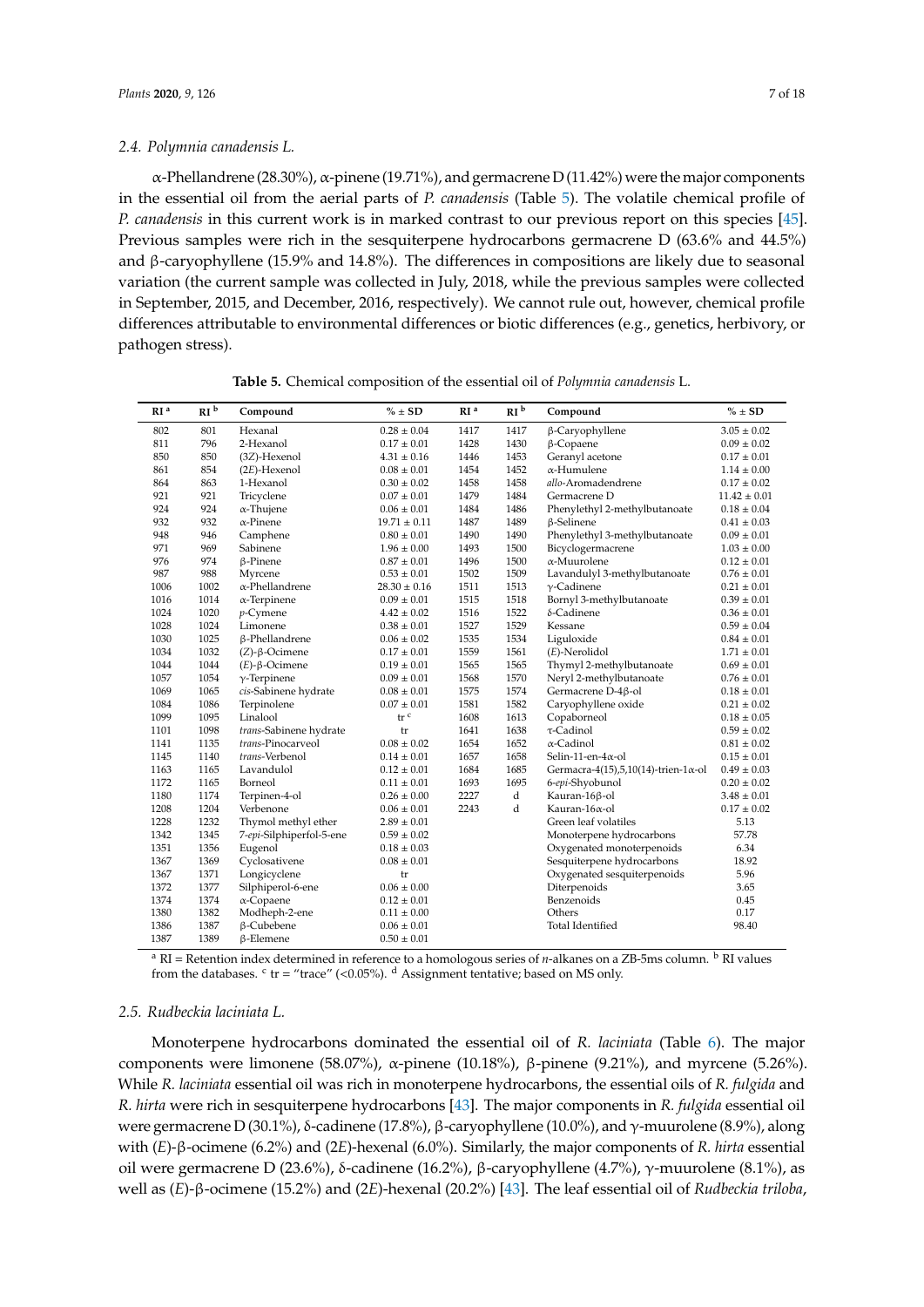### 2.4. *Polymnia canadensis* L.

α-Phellandrene (28.30%), α-pinene (19.71%), and germacrene D (11.42%) were the major components in the essential oil from the aerial parts of *P. canadensis* (Table 5). The volatile chemical profile of *P. canadensis* in this current work is in marked contrast to our previous report on this species [45]. Previous samples were rich in the sesquiterpene hydrocarbons germacrene D (63.6% and 44.5%) and β-caryophyllene (15.9% and 14.8%). The differences in compositions are likely due to seasonal variation (the current sample was collected in July, 2018, while the previous samples were collected in September, 2015, and December, 2016, respectively). We cannot rule out, however, chemical profile differences attributable to environmental differences or biotic differences (e.g., genetics, herbivory, or pathogen stress).

**Table 5.** Chemical composition of the essential oil of *Polymnia canadensis* L.

| RI [a] | RI [b] | Compound | % ± SD | RI [a] | RI [b] | Compound | % ± SD |
|---|---|---|---|---|---|---|---|
| 802 | 801 | Hexanal | 0.28 ± 0.04 | 1417 | 1417 | β-Caryophyllene | 3.05 ± 0.02 |
| 811 | 796 | 2-Hexanol | 0.17 ± 0.01 | 1428 | 1430 | β-Copaene | 0.09 ± 0.02 |
| 850 | 850 | (3Z)-Hexenol | 4.31 ± 0.16 | 1446 | 1453 | Geranyl acetone | 0.17 ± 0.01 |
| 861 | 854 | (2E)-Hexenol | 0.08 ± 0.01 | 1454 | 1452 | α-Humulene | 1.14 ± 0.00 |
| 864 | 863 | 1-Hexanol | 0.30 ± 0.02 | 1458 | 1458 | *allo*-Aromadendrene | 0.17 ± 0.02 |
| 921 | 921 | Tricyclene | 0.07 ± 0.01 | 1479 | 1484 | Germacrene D | 11.42 ± 0.01 |
| 924 | 924 | α-Thujene | 0.06 ± 0.01 | 1484 | 1486 | Phenylethyl 2-methylbutanoate | 0.18 ± 0.04 |
| 932 | 932 | α-Pinene | 19.71 ± 0.11 | 1487 | 1489 | β-Selinene | 0.41 ± 0.03 |
| 948 | 946 | Camphene | 0.80 ± 0.01 | 1490 | 1490 | Phenylethyl 3-methylbutanoate | 0.09 ± 0.01 |
| 971 | 969 | Sabinene | 1.96 ± 0.00 | 1493 | 1500 | Bicyclogermacrene | 1.03 ± 0.00 |
| 976 | 974 | β-Pinene | 0.87 ± 0.01 | 1496 | 1500 | α-Muurolene | 0.12 ± 0.01 |
| 987 | 988 | Myrcene | 0.53 ± 0.01 | 1502 | 1509 | Lavandulyl 3-methylbutanoate | 0.76 ± 0.01 |
| 1006 | 1002 | α-Phellandrene | 28.30 ± 0.16 | 1511 | 1513 | γ-Cadinene | 0.21 ± 0.01 |
| 1016 | 1014 | α-Terpinene | 0.09 ± 0.01 | 1515 | 1518 | Bornyl 3-methylbutanoate | 0.39 ± 0.01 |
| 1024 | 1020 | *p*-Cymene | 4.42 ± 0.02 | 1516 | 1522 | δ-Cadinene | 0.36 ± 0.01 |
| 1028 | 1024 | Limonene | 0.38 ± 0.01 | 1527 | 1529 | Kessane | 0.59 ± 0.04 |
| 1030 | 1025 | β-Phellandrene | 0.06 ± 0.02 | 1535 | 1534 | Liguloxide | 0.84 ± 0.01 |
| 1034 | 1032 | (*Z*)-β-Ocimene | 0.17 ± 0.01 | 1559 | 1561 | (*E*)-Nerolidol | 1.71 ± 0.01 |
| 1044 | 1044 | (*E*)-β-Ocimene | 0.19 ± 0.01 | 1565 | 1565 | Thymyl 2-methylbutanoate | 0.69 ± 0.01 |
| 1057 | 1054 | γ-Terpinene | 0.09 ± 0.01 | 1568 | 1570 | Neryl 2-methylbutanoate | 0.76 ± 0.01 |
| 1069 | 1065 | *cis*-Sabinene hydrate | 0.08 ± 0.01 | 1575 | 1574 | Germacrene D-4β-ol | 0.18 ± 0.01 |
| 1084 | 1086 | Terpinolene | 0.07 ± 0.01 | 1581 | 1582 | Caryophyllene oxide | 0.21 ± 0.02 |
| 1099 | 1095 | Linalool | tr [c] | 1608 | 1613 | Copaborneol | 0.18 ± 0.05 |
| 1101 | 1098 | *trans*-Sabinene hydrate | tr | 1641 | 1638 | τ-Cadinol | 0.59 ± 0.02 |
| 1141 | 1135 | *trans*-Pinocarveol | 0.08 ± 0.02 | 1654 | 1652 | α-Cadinol | 0.81 ± 0.02 |
| 1145 | 1140 | *trans*-Verbenol | 0.14 ± 0.01 | 1657 | 1658 | Selin-11-en-4α-ol | 0.15 ± 0.01 |
| 1163 | 1165 | Lavandulol | 0.12 ± 0.01 | 1684 | 1685 | Germacra-4(15),5,10(14)-trien-1α-ol | 0.49 ± 0.03 |
| 1172 | 1165 | Borneol | 0.11 ± 0.01 | 1693 | 1695 | 6-*epi*-Shyobunol | 0.20 ± 0.02 |
| 1180 | 1174 | Terpinen-4-ol | 0.26 ± 0.00 | 2227 | d | Kauran-16β-ol | 3.48 ± 0.01 |
| 1208 | 1204 | Verbenone | 0.06 ± 0.01 | 2243 | d | Kauran-16α-ol | 0.17 ± 0.02 |
| 1228 | 1232 | Thymol methyl ether | 2.89 ± 0.01 | | | Green leaf volatiles | 5.13 |
| 1342 | 1345 | 7-*epi*-Silphiperfol-5-ene | 0.59 ± 0.02 | | | Monoterpene hydrocarbons | 57.78 |
| 1351 | 1356 | Eugenol | 0.18 ± 0.03 | | | Oxygenated monoterpenoids | 6.34 |
| 1367 | 1369 | Cyclosativene | 0.08 ± 0.01 | | | Sesquiterpene hydrocarbons | 18.92 |
| 1367 | 1371 | Longicyclene | tr | | | Oxygenated sesquiterpenoids | 5.96 |
| 1372 | 1377 | Silphiperol-6-ene | 0.06 ± 0.00 | | | Diterpenoids | 3.65 |
| 1374 | 1374 | α-Copaene | 0.12 ± 0.01 | | | Benzenoids | 0.45 |
| 1380 | 1382 | Modheph-2-ene | 0.11 ± 0.00 | | | Others | 0.17 |
| 1386 | 1387 | β-Cubebene | 0.06 ± 0.01 | | | Total Identified | 98.40 |
| 1387 | 1389 | β-Elemene | 0.50 ± 0.01 | | | | |

[a] RI = Retention index determined in reference to a homologous series of *n*-alkanes on a ZB-5ms column. [b] RI values from the databases. [c] tr = "trace" (<0.05%). [d] Assignment tentative; based on MS only.

### 2.5. *Rudbeckia laciniata* L.

Monoterpene hydrocarbons dominated the essential oil of *R. laciniata* (Table 6). The major components were limonene (58.07%), α-pinene (10.18%), β-pinene (9.21%), and myrcene (5.26%). While *R. laciniata* essential oil was rich in monoterpene hydrocarbons, the essential oils of *R. fulgida* and *R. hirta* were rich in sesquiterpene hydrocarbons [43]. The major components in *R. fulgida* essential oil were germacrene D (30.1%), δ-cadinene (17.8%), β-caryophyllene (10.0%), and γ-muurolene (8.9%), along with (*E*)-β-ocimene (6.2%) and (2*E*)-hexenal (6.0%). Similarly, the major components of *R. hirta* essential oil were germacrene D (23.6%), δ-cadinene (16.2%), β-caryophyllene (4.7%), γ-muurolene (8.1%), as well as (*E*)-β-ocimene (15.2%) and (2*E*)-hexenal (20.2%) [43]. The leaf essential oil of *Rudbeckia triloba*,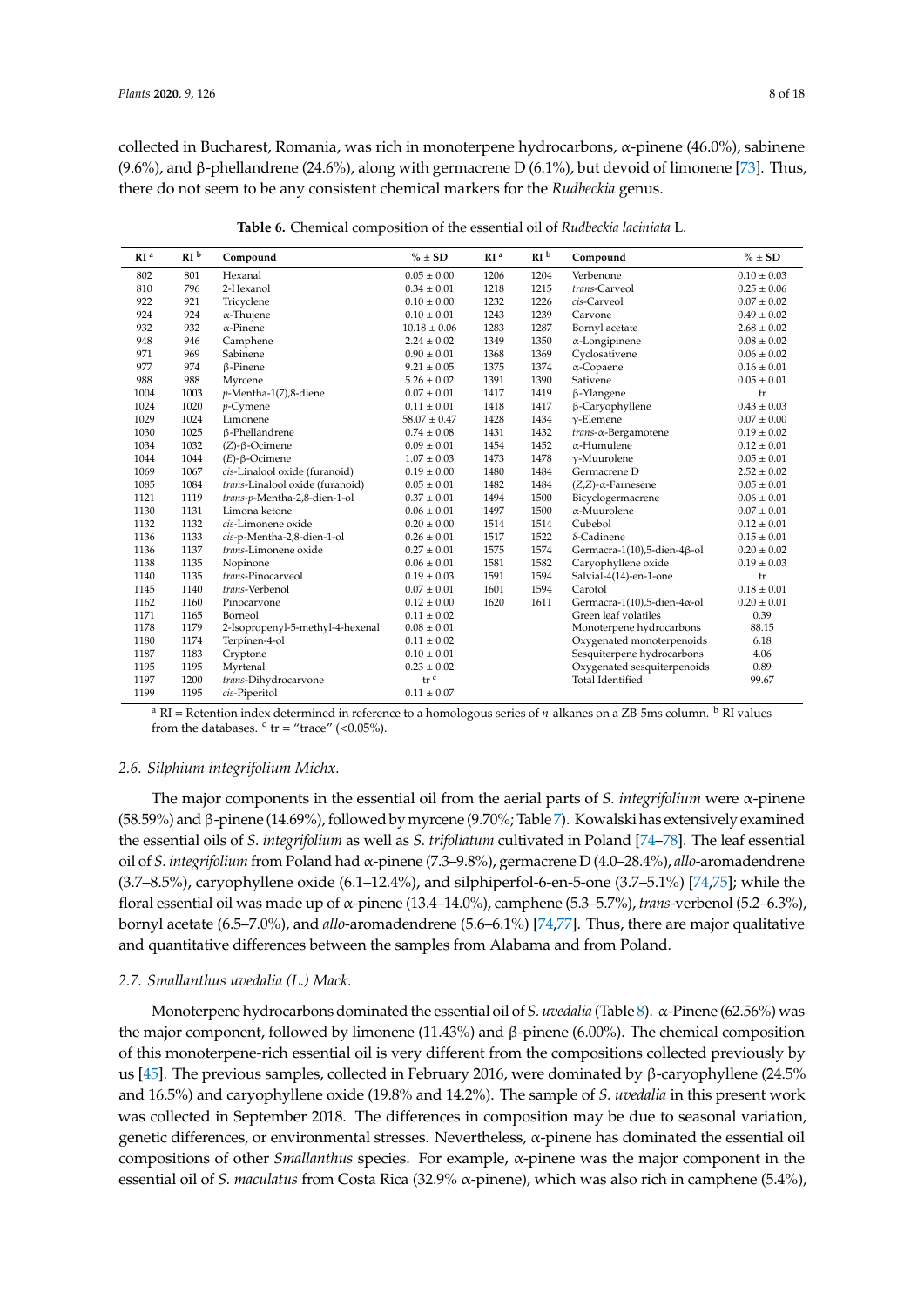collected in Bucharest, Romania, was rich in monoterpene hydrocarbons, α-pinene (46.0%), sabinene (9.6%), and β-phellandrene (24.6%), along with germacrene D (6.1%), but devoid of limonene [73]. Thus, there do not seem to be any consistent chemical markers for the *Rudbeckia* genus.

**Table 6.** Chemical composition of the essential oil of *Rudbeckia laciniata* L.

| RI [a] | RI [b] | Compound | % ± SD | RI [a] | RI [b] | Compound | % ± SD |
|---|---|---|---|---|---|---|---|
| 802 | 801 | Hexanal | 0.05 ± 0.00 | 1206 | 1204 | Verbenone | 0.10 ± 0.03 |
| 810 | 796 | 2-Hexanol | 0.34 ± 0.01 | 1218 | 1215 | *trans*-Carveol | 0.25 ± 0.06 |
| 922 | 921 | Tricyclene | 0.10 ± 0.00 | 1232 | 1226 | *cis*-Carveol | 0.07 ± 0.02 |
| 924 | 924 | α-Thujene | 0.10 ± 0.01 | 1243 | 1239 | Carvone | 0.49 ± 0.02 |
| 932 | 932 | α-Pinene | 10.18 ± 0.06 | 1283 | 1287 | Bornyl acetate | 2.68 ± 0.02 |
| 948 | 946 | Camphene | 2.24 ± 0.02 | 1349 | 1350 | α-Longipinene | 0.08 ± 0.02 |
| 971 | 969 | Sabinene | 0.90 ± 0.01 | 1368 | 1369 | Cyclosativene | 0.06 ± 0.02 |
| 977 | 974 | β-Pinene | 9.21 ± 0.05 | 1375 | 1374 | α-Copaene | 0.16 ± 0.01 |
| 988 | 988 | Myrcene | 5.26 ± 0.02 | 1391 | 1390 | Sativene | 0.05 ± 0.01 |
| 1004 | 1003 | *p*-Mentha-1(7),8-diene | 0.07 ± 0.01 | 1417 | 1419 | β-Ylangene | tr |
| 1024 | 1020 | *p*-Cymene | 0.11 ± 0.01 | 1418 | 1417 | β-Caryophyllene | 0.43 ± 0.03 |
| 1029 | 1024 | Limonene | 58.07 ± 0.47 | 1428 | 1434 | γ-Elemene | 0.07 ± 0.00 |
| 1030 | 1025 | β-Phellandrene | 0.74 ± 0.08 | 1431 | 1432 | *trans*-α-Bergamotene | 0.19 ± 0.02 |
| 1034 | 1032 | (*Z*)-β-Ocimene | 0.09 ± 0.01 | 1454 | 1452 | α-Humulene | 0.12 ± 0.01 |
| 1044 | 1044 | (*E*)-β-Ocimene | 1.07 ± 0.03 | 1473 | 1478 | γ-Muurolene | 0.05 ± 0.01 |
| 1069 | 1067 | *cis*-Linalool oxide (furanoid) | 0.19 ± 0.00 | 1480 | 1484 | Germacrene D | 2.52 ± 0.02 |
| 1085 | 1084 | *trans*-Linalool oxide (furanoid) | 0.05 ± 0.01 | 1482 | 1484 | (*Z,Z*)-α-Farnesene | 0.05 ± 0.01 |
| 1121 | 1119 | *trans*-*p*-Mentha-2,8-dien-1-ol | 0.37 ± 0.01 | 1494 | 1500 | Bicyclogermacrene | 0.06 ± 0.01 |
| 1130 | 1131 | Limona ketone | 0.06 ± 0.01 | 1497 | 1500 | α-Muurolene | 0.07 ± 0.01 |
| 1132 | 1132 | *cis*-Limonene oxide | 0.20 ± 0.00 | 1514 | 1514 | Cubebol | 0.12 ± 0.01 |
| 1136 | 1133 | *cis*-p-Mentha-2,8-dien-1-ol | 0.26 ± 0.01 | 1517 | 1522 | δ-Cadinene | 0.15 ± 0.01 |
| 1136 | 1137 | *trans*-Limonene oxide | 0.27 ± 0.01 | 1575 | 1574 | Germacra-1(10),5-dien-4β-ol | 0.20 ± 0.02 |
| 1138 | 1135 | Nopinone | 0.06 ± 0.01 | 1581 | 1582 | Caryophyllene oxide | 0.19 ± 0.03 |
| 1140 | 1135 | *trans*-Pinocarveol | 0.19 ± 0.03 | 1591 | 1594 | Salvial-4(14)-en-1-one | tr |
| 1145 | 1140 | *trans*-Verbenol | 0.07 ± 0.01 | 1601 | 1594 | Carotol | 0.18 ± 0.01 |
| 1162 | 1160 | Pinocarvone | 0.12 ± 0.00 | 1620 | 1611 | Germacra-1(10),5-dien-4α-ol | 0.20 ± 0.01 |
| 1171 | 1165 | Borneol | 0.11 ± 0.02 | | | Green leaf volatiles | 0.39 |
| 1178 | 1179 | 2-Isopropenyl-5-methyl-4-hexenal | 0.08 ± 0.01 | | | Monoterpene hydrocarbons | 88.15 |
| 1180 | 1174 | Terpinen-4-ol | 0.11 ± 0.02 | | | Oxygenated monoterpenoids | 6.18 |
| 1187 | 1183 | Cryptone | 0.10 ± 0.01 | | | Sesquiterpene hydrocarbons | 4.06 |
| 1195 | 1195 | Myrtenal | 0.23 ± 0.02 | | | Oxygenated sesquiterpenoids | 0.89 |
| 1197 | 1200 | *trans*-Dihydrocarvone | tr [c] | | | Total Identified | 99.67 |
| 1199 | 1195 | *cis*-Piperitol | 0.11 ± 0.07 | | | | |

[a] RI = Retention index determined in reference to a homologous series of *n*-alkanes on a ZB-5ms column. [b] RI values from the databases. [c] tr = "trace" (<0.05%).

### 2.6. *Silphium integrifolium* Michx.

The major components in the essential oil from the aerial parts of *S. integrifolium* were α-pinene (58.59%) and β-pinene (14.69%), followed by myrcene (9.70%; Table 7). Kowalski has extensively examined the essential oils of *S. integrifolium* as well as *S. trifoliatum* cultivated in Poland [74–78]. The leaf essential oil of *S. integrifolium* from Poland had α-pinene (7.3–9.8%), germacrene D (4.0–28.4%), *allo*-aromadendrene (3.7–8.5%), caryophyllene oxide (6.1–12.4%), and silphiperfol-6-en-5-one (3.7–5.1%) [74,75]; while the floral essential oil was made up of α-pinene (13.4–14.0%), camphene (5.3–5.7%), *trans*-verbenol (5.2–6.3%), bornyl acetate (6.5–7.0%), and *allo*-aromadendrene (5.6–6.1%) [74,77]. Thus, there are major qualitative and quantitative differences between the samples from Alabama and from Poland.

### 2.7. *Smallanthus uvedalia* (L.) Mack.

Monoterpene hydrocarbons dominated the essential oil of *S. uvedalia* (Table 8). α-Pinene (62.56%) was the major component, followed by limonene (11.43%) and β-pinene (6.00%). The chemical composition of this monoterpene-rich essential oil is very different from the compositions collected previously by us [45]. The previous samples, collected in February 2016, were dominated by β-caryophyllene (24.5% and 16.5%) and caryophyllene oxide (19.8% and 14.2%). The sample of *S. uvedalia* in this present work was collected in September 2018. The differences in composition may be due to seasonal variation, genetic differences, or environmental stresses. Nevertheless, α-pinene has dominated the essential oil compositions of other *Smallanthus* species. For example, α-pinene was the major component in the essential oil of *S. maculatus* from Costa Rica (32.9% α-pinene), which was also rich in camphene (5.4%),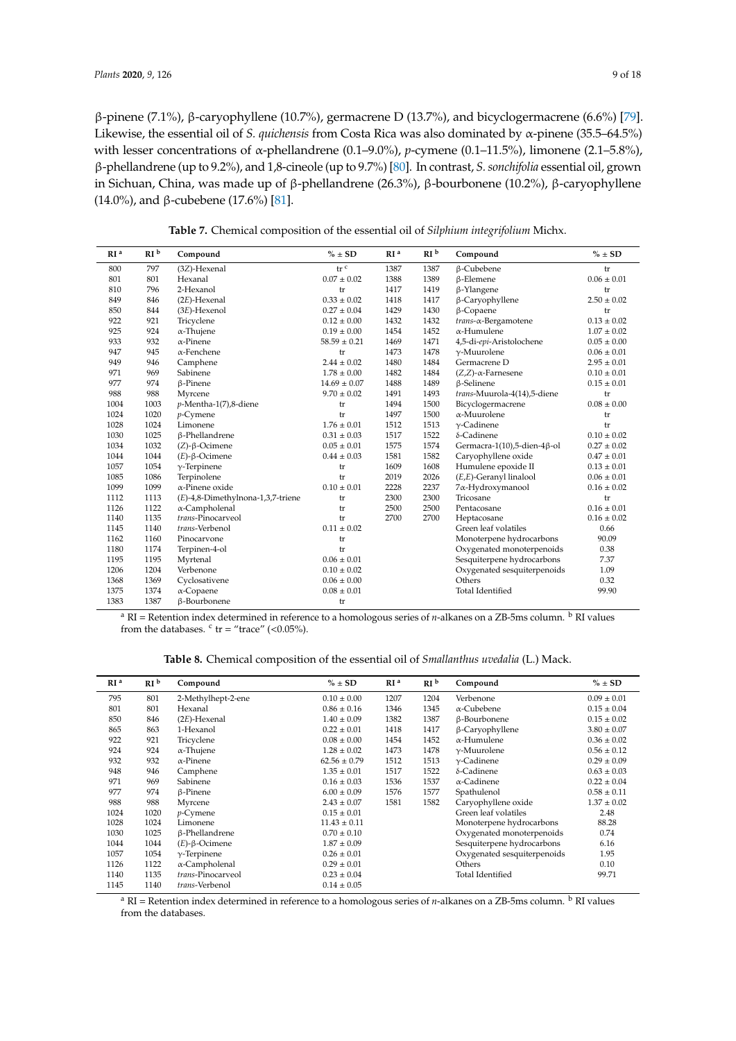β-pinene (7.1%), β-caryophyllene (10.7%), germacrene D (13.7%), and bicyclogermacrene (6.6%) [79]. Likewise, the essential oil of *S. quichensis* from Costa Rica was also dominated by α-pinene (35.5–64.5%) with lesser concentrations of α-phellandrene (0.1–9.0%), *p*-cymene (0.1–11.5%), limonene (2.1–5.8%), β-phellandrene (up to 9.2%), and 1,8-cineole (up to 9.7%) [80]. In contrast, *S. sonchifolia* essential oil, grown in Sichuan, China, was made up of β-phellandrene (26.3%), β-bourbonene (10.2%), β-caryophyllene (14.0%), and β-cubebene (17.6%) [81].

**Table 7.** Chemical composition of the essential oil of *Silphium integrifolium* Michx.

| RI [a] | RI [b] | Compound | % ± SD | RI [a] | RI [b] | Compound | % ± SD |
|---|---|---|---|---|---|---|---|
| 800 | 797 | (3*Z*)-Hexenal | tr [c] | 1387 | 1387 | β-Cubebene | tr |
| 801 | 801 | Hexanal | 0.07 ± 0.02 | 1388 | 1389 | β-Elemene | 0.06 ± 0.01 |
| 810 | 796 | 2-Hexanol | tr | 1417 | 1419 | β-Ylangene | tr |
| 849 | 846 | (2*E*)-Hexenal | 0.33 ± 0.02 | 1418 | 1417 | β-Caryophyllene | 2.50 ± 0.02 |
| 850 | 844 | (3*E*)-Hexenol | 0.27 ± 0.04 | 1429 | 1430 | β-Copaene | tr |
| 922 | 921 | Tricyclene | 0.12 ± 0.00 | 1432 | 1432 | *trans*-α-Bergamotene | 0.13 ± 0.02 |
| 925 | 924 | α-Thujene | 0.19 ± 0.00 | 1454 | 1452 | α-Humulene | 1.07 ± 0.02 |
| 933 | 932 | α-Pinene | 58.59 ± 0.21 | 1469 | 1471 | 4,5-di-*epi*-Aristolochene | 0.05 ± 0.00 |
| 947 | 945 | α-Fenchene | tr | 1473 | 1478 | γ-Muurolene | 0.06 ± 0.01 |
| 949 | 946 | Camphene | 2.44 ± 0.02 | 1480 | 1484 | Germacrene D | 2.95 ± 0.01 |
| 971 | 969 | Sabinene | 1.78 ± 0.00 | 1482 | 1484 | (*Z,Z*)-α-Farnesene | 0.10 ± 0.01 |
| 977 | 974 | β-Pinene | 14.69 ± 0.07 | 1488 | 1489 | β-Selinene | 0.15 ± 0.01 |
| 988 | 988 | Myrcene | 9.70 ± 0.02 | 1491 | 1493 | *trans*-Muurola-4(14),5-diene | tr |
| 1004 | 1003 | *p*-Mentha-1(7),8-diene | tr | 1494 | 1500 | Bicyclogermacrene | 0.08 ± 0.00 |
| 1024 | 1020 | *p*-Cymene | tr | 1497 | 1500 | α-Muurolene | tr |
| 1028 | 1024 | Limonene | 1.76 ± 0.01 | 1512 | 1513 | γ-Cadinene | tr |
| 1030 | 1025 | β-Phellandrene | 0.31 ± 0.03 | 1517 | 1522 | δ-Cadinene | 0.10 ± 0.02 |
| 1034 | 1032 | (*Z*)-β-Ocimene | 0.05 ± 0.01 | 1575 | 1574 | Germacra-1(10),5-dien-4β-ol | 0.27 ± 0.02 |
| 1044 | 1044 | (*E*)-β-Ocimene | 0.44 ± 0.03 | 1581 | 1582 | Caryophyllene oxide | 0.47 ± 0.01 |
| 1057 | 1054 | γ-Terpinene | tr | 1609 | 1608 | Humulene epoxide II | 0.13 ± 0.01 |
| 1085 | 1086 | Terpinolene | tr | 2019 | 2026 | (*E,E*)-Geranyl linalool | 0.06 ± 0.01 |
| 1099 | 1099 | α-Pinene oxide | 0.10 ± 0.01 | 2228 | 2237 | 7α-Hydroxymanool | 0.16 ± 0.02 |
| 1112 | 1113 | (*E*)-4,8-Dimethylnona-1,3,7-triene | tr | 2300 | 2300 | Tricosane | tr |
| 1126 | 1122 | α-Campholenal | tr | 2500 | 2500 | Pentacosane | 0.16 ± 0.01 |
| 1140 | 1135 | *trans*-Pinocarveol | tr | 2700 | 2700 | Heptacosane | 0.16 ± 0.02 |
| 1145 | 1140 | *trans*-Verbenol | 0.11 ± 0.02 | | | Green leaf volatiles | 0.66 |
| 1162 | 1160 | Pinocarvone | tr | | | Monoterpene hydrocarbons | 90.09 |
| 1180 | 1174 | Terpinen-4-ol | tr | | | Oxygenated monoterpenoids | 0.38 |
| 1195 | 1195 | Myrtenal | 0.06 ± 0.01 | | | Sesquiterpene hydrocarbons | 7.37 |
| 1206 | 1204 | Verbenone | 0.10 ± 0.02 | | | Oxygenated sesquiterpenoids | 1.09 |
| 1368 | 1369 | Cyclosativene | 0.06 ± 0.00 | | | Others | 0.32 |
| 1375 | 1374 | α-Copaene | 0.08 ± 0.01 | | | Total Identified | 99.90 |
| 1383 | 1387 | β-Bourbonene | tr | | | | |

[a] RI = Retention index determined in reference to a homologous series of *n*-alkanes on a ZB-5ms column. [b] RI values from the databases. [c] tr = "trace" (<0.05%).

**Table 8.** Chemical composition of the essential oil of *Smallanthus uvedalia* (L.) Mack.

| RI [a] | RI [b] | Compound | % ± SD | RI [a] | RI [b] | Compound | % ± SD |
|---|---|---|---|---|---|---|---|
| 795 | 801 | 2-Methylhept-2-ene | 0.10 ± 0.00 | 1207 | 1204 | Verbenone | 0.09 ± 0.01 |
| 801 | 801 | Hexanal | 0.86 ± 0.16 | 1346 | 1345 | α-Cubebene | 0.15 ± 0.04 |
| 850 | 846 | (2*E*)-Hexenal | 1.40 ± 0.09 | 1382 | 1387 | β-Bourbonene | 0.15 ± 0.02 |
| 865 | 863 | 1-Hexanol | 0.22 ± 0.01 | 1418 | 1417 | β-Caryophyllene | 3.80 ± 0.07 |
| 922 | 921 | Tricyclene | 0.08 ± 0.00 | 1454 | 1452 | α-Humulene | 0.36 ± 0.02 |
| 924 | 924 | α-Thujene | 1.28 ± 0.02 | 1473 | 1478 | γ-Muurolene | 0.56 ± 0.12 |
| 932 | 932 | α-Pinene | 62.56 ± 0.79 | 1512 | 1513 | γ-Cadinene | 0.29 ± 0.09 |
| 948 | 946 | Camphene | 1.35 ± 0.01 | 1517 | 1522 | δ-Cadinene | 0.63 ± 0.03 |
| 971 | 969 | Sabinene | 0.16 ± 0.03 | 1536 | 1537 | α-Cadinene | 0.22 ± 0.04 |
| 977 | 974 | β-Pinene | 6.00 ± 0.09 | 1576 | 1577 | Spathulenol | 0.58 ± 0.11 |
| 988 | 988 | Myrcene | 2.43 ± 0.07 | 1581 | 1582 | Caryophyllene oxide | 1.37 ± 0.02 |
| 1024 | 1020 | *p*-Cymene | 0.15 ± 0.01 | | | Green leaf volatiles | 2.48 |
| 1028 | 1024 | Limonene | 11.43 ± 0.11 | | | Monoterpene hydrocarbons | 88.28 |
| 1030 | 1025 | β-Phellandrene | 0.70 ± 0.10 | | | Oxygenated monoterpenoids | 0.74 |
| 1044 | 1044 | (*E*)-β-Ocimene | 1.87 ± 0.09 | | | Sesquiterpene hydrocarbons | 6.16 |
| 1057 | 1054 | γ-Terpinene | 0.26 ± 0.01 | | | Oxygenated sesquiterpenoids | 1.95 |
| 1126 | 1122 | α-Campholenal | 0.29 ± 0.01 | | | Others | 0.10 |
| 1140 | 1135 | *trans*-Pinocarveol | 0.23 ± 0.04 | | | Total Identified | 99.71 |
| 1145 | 1140 | *trans*-Verbenol | 0.14 ± 0.05 | | | | |

[a] RI = Retention index determined in reference to a homologous series of *n*-alkanes on a ZB-5ms column. [b] RI values from the databases.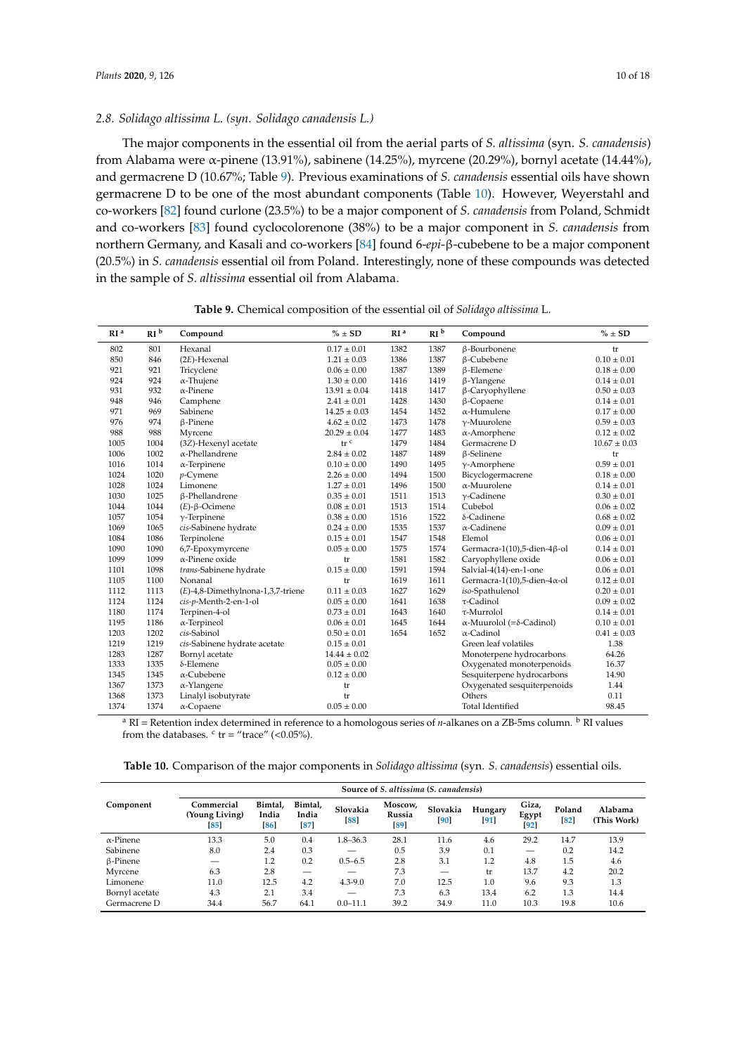### 2.8. *Solidago altissima* L. (syn. *Solidago canadensis* L.)

The major components in the essential oil from the aerial parts of *S. altissima* (syn. *S. canadensis*) from Alabama were α-pinene (13.91%), sabinene (14.25%), myrcene (20.29%), bornyl acetate (14.44%), and germacrene D (10.67%; Table 9). Previous examinations of *S. canadensis* essential oils have shown germacrene D to be one of the most abundant components (Table 10). However, Weyerstahl and co-workers [82] found curlone (23.5%) to be a major component of *S. canadensis* from Poland, Schmidt and co-workers [83] found cyclocolorenone (38%) to be a major component in *S. canadensis* from northern Germany, and Kasali and co-workers [84] found 6-*epi*-β-cubebene to be a major component (20.5%) in *S. canadensis* essential oil from Poland. Interestingly, none of these compounds was detected in the sample of *S. altissima* essential oil from Alabama.

**Table 9.** Chemical composition of the essential oil of *Solidago altissima* L.

| RI [a] | RI [b] | Compound | % ± SD | RI [a] | RI [b] | Compound | % ± SD |
|---|---|---|---|---|---|---|---|
| 802 | 801 | Hexanal | 0.17 ± 0.01 | 1382 | 1387 | β-Bourbonene | tr |
| 850 | 846 | (2*E*)-Hexenal | 1.21 ± 0.03 | 1386 | 1387 | β-Cubebene | 0.10 ± 0.01 |
| 921 | 921 | Tricyclene | 0.06 ± 0.00 | 1387 | 1389 | β-Elemene | 0.18 ± 0.00 |
| 924 | 924 | α-Thujene | 1.30 ± 0.00 | 1416 | 1419 | β-Ylangene | 0.14 ± 0.01 |
| 931 | 932 | α-Pinene | 13.91 ± 0.04 | 1418 | 1417 | β-Caryophyllene | 0.50 ± 0.03 |
| 948 | 946 | Camphene | 2.41 ± 0.01 | 1428 | 1430 | β-Copaene | 0.14 ± 0.01 |
| 971 | 969 | Sabinene | 14.25 ± 0.03 | 1454 | 1452 | α-Humulene | 0.17 ± 0.00 |
| 976 | 974 | β-Pinene | 4.62 ± 0.02 | 1473 | 1478 | γ-Muurolene | 0.59 ± 0.03 |
| 988 | 988 | Myrcene | 20.29 ± 0.04 | 1477 | 1483 | α-Amorphene | 0.12 ± 0.02 |
| 1005 | 1004 | (3*Z*)-Hexenyl acetate | tr [c] | 1479 | 1484 | Germacrene D | 10.67 ± 0.03 |
| 1006 | 1002 | α-Phellandrene | 2.84 ± 0.02 | 1487 | 1489 | β-Selinene | tr |
| 1016 | 1014 | α-Terpinene | 0.10 ± 0.00 | 1490 | 1495 | γ-Amorphene | 0.59 ± 0.01 |
| 1024 | 1020 | *p*-Cymene | 2.26 ± 0.00 | 1494 | 1500 | Bicyclogermacrene | 0.18 ± 0.00 |
| 1028 | 1024 | Limonene | 1.27 ± 0.01 | 1496 | 1500 | α-Muurolene | 0.14 ± 0.01 |
| 1030 | 1025 | β-Phellandrene | 0.35 ± 0.01 | 1511 | 1513 | γ-Cadinene | 0.30 ± 0.01 |
| 1044 | 1044 | (*E*)-β-Ocimene | 0.08 ± 0.01 | 1513 | 1514 | Cubebol | 0.06 ± 0.02 |
| 1057 | 1054 | γ-Terpinene | 0.38 ± 0.00 | 1516 | 1522 | δ-Cadinene | 0.68 ± 0.02 |
| 1069 | 1065 | *cis*-Sabinene hydrate | 0.24 ± 0.00 | 1535 | 1537 | α-Cadinene | 0.09 ± 0.01 |
| 1084 | 1086 | Terpinolene | 0.15 ± 0.01 | 1547 | 1548 | Elemol | 0.06 ± 0.01 |
| 1090 | 1090 | 6,7-Epoxymyrcene | 0.05 ± 0.00 | 1575 | 1574 | Germacra-1(10),5-dien-4β-ol | 0.14 ± 0.01 |
| 1099 | 1099 | α-Pinene oxide | tr | 1581 | 1582 | Caryophyllene oxide | 0.06 ± 0.01 |
| 1101 | 1098 | *trans*-Sabinene hydrate | 0.15 ± 0.00 | 1591 | 1594 | Salvial-4(14)-en-1-one | 0.06 ± 0.01 |
| 1105 | 1100 | Nonanal | tr | 1619 | 1611 | Germacra-1(10),5-dien-4α-ol | 0.12 ± 0.01 |
| 1112 | 1113 | (*E*)-4,8-Dimethylnona-1,3,7-triene | 0.11 ± 0.03 | 1627 | 1629 | *iso*-Spathulenol | 0.20 ± 0.01 |
| 1124 | 1124 | *cis*-*p*-Menth-2-en-1-ol | 0.05 ± 0.00 | 1641 | 1638 | τ-Cadinol | 0.09 ± 0.02 |
| 1180 | 1174 | Terpinen-4-ol | 0.73 ± 0.01 | 1643 | 1640 | τ-Murrolol | 0.14 ± 0.01 |
| 1195 | 1186 | α-Terpineol | 0.06 ± 0.01 | 1645 | 1644 | α-Muurolol (=δ-Cadinol) | 0.10 ± 0.01 |
| 1203 | 1202 | *cis*-Sabinol | 0.50 ± 0.01 | 1654 | 1652 | α-Cadinol | 0.41 ± 0.03 |
| 1219 | 1219 | *cis*-Sabinene hydrate acetate | 0.15 ± 0.01 | | | Green leaf volatiles | 1.38 |
| 1283 | 1287 | Bornyl acetate | 14.44 ± 0.02 | | | Monoterpene hydrocarbons | 64.26 |
| 1333 | 1335 | δ-Elemene | 0.05 ± 0.00 | | | Oxygenated monoterpenoids | 16.37 |
| 1345 | 1345 | α-Cubebene | 0.12 ± 0.00 | | | Sesquiterpene hydrocarbons | 14.90 |
| 1367 | 1373 | α-Ylangene | tr | | | Oxygenated sesquiterpenoids | 1.44 |
| 1368 | 1373 | Linalyl isobutyrate | tr | | | Others | 0.11 |
| 1374 | 1374 | α-Copaene | 0.05 ± 0.00 | | | Total Identified | 98.45 |

[a] RI = Retention index determined in reference to a homologous series of *n*-alkanes on a ZB-5ms column. [b] RI values from the databases. [c] tr = "trace" (<0.05%).

**Table 10.** Comparison of the major components in *Solidago altissima* (syn. *S. canadensis*) essential oils.

| Component | Source of *S. altissima* (*S. canadensis*) | | | | | | | | | |
|---|---|---|---|---|---|---|---|---|---|---|
| | Commercial (Young Living) [85] | Bimtal, India [86] | Bimtal, India [87] | Slovakia [88] | Moscow, Russia [89] | Slovakia [90] | Hungary [91] | Giza, Egypt [92] | Poland [82] | Alabama (This Work) |
| α-Pinene | 13.3 | 5.0 | 0.4 | 1.8–36.3 | 28.1 | 11.6 | 4.6 | 29.2 | 14.7 | 13.9 |
| Sabinene | 8.0 | 2.4 | 0.3 | — | 0.5 | 3.9 | 0.1 | — | 0.2 | 14.2 |
| β-Pinene | — | 1.2 | 0.2 | 0.5–6.5 | 2.8 | 3.1 | 1.2 | 4.8 | 1.5 | 4.6 |
| Myrcene | 6.3 | 2.8 | — | — | 7.3 | — | tr | 13.7 | 4.2 | 20.2 |
| Limonene | 11.0 | 12.5 | 4.2 | 4.3-9.0 | 7.0 | 12.5 | 1.0 | 9.6 | 9.3 | 1.3 |
| Bornyl acetate | 4.3 | 2.1 | 3.4 | — | 7.3 | 6.3 | 13.4 | 6.2 | 1.3 | 14.4 |
| Germacrene D | 34.4 | 56.7 | 64.1 | 0.0–11.1 | 39.2 | 34.9 | 11.0 | 10.3 | 19.8 | 10.6 |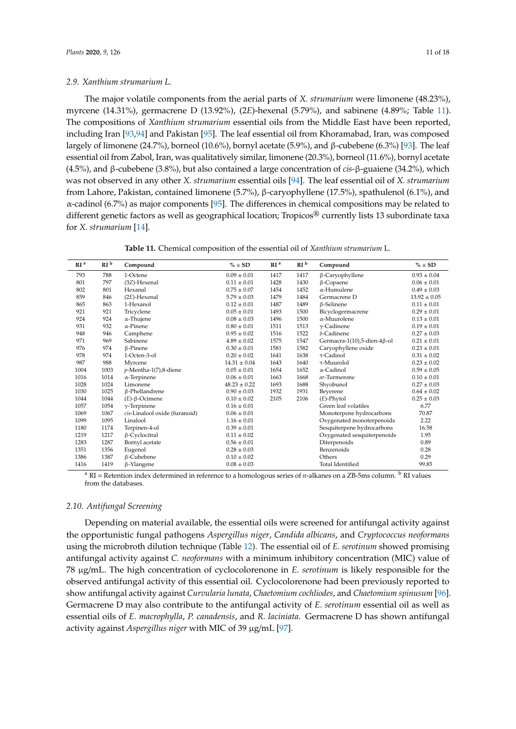### 2.9. *Xanthium strumarium* L.

The major volatile components from the aerial parts of *X. strumarium* were limonene (48.23%), myrcene (14.31%), germacrene D (13.92%), (2*E*)-hexenal (5.79%), and sabinene (4.89%; Table 11). The compositions of *Xanthium strumarium* essential oils from the Middle East have been reported, including Iran [93,94] and Pakistan [95]. The leaf essential oil from Khoramabad, Iran, was composed largely of limonene (24.7%), borneol (10.6%), bornyl acetate (5.9%), and β-cubebene (6.3%) [93]. The leaf essential oil from Zabol, Iran, was qualitatively similar, limonene (20.3%), borneol (11.6%), bornyl acetate (4.5%), and β-cubebene (3.8%), but also contained a large concentration of *cis*-β-guaiene (34.2%), which was not observed in any other *X. strumarium* essential oils [94]. The leaf essential oil of *X. strumarium* from Lahore, Pakistan, contained limonene (5.7%), β-caryophyllene (17.5%), spathulenol (6.1%), and α-cadinol (6.7%) as major components [95]. The differences in chemical compositions may be related to different genetic factors as well as geographical location; Tropicos® currently lists 13 subordinate taxa for *X. strumarium* [14].

**Table 11.** Chemical composition of the essential oil of *Xanthium strumarium* L.

| RI [a] | RI [b] | Compound | % ± SD | RI [a] | RI [b] | Compound | % ± SD |
|---|---|---|---|---|---|---|---|
| 793 | 788 | 1-Octene | 0.09 ± 0.01 | 1417 | 1417 | β-Caryophyllene | 0.93 ± 0.04 |
| 801 | 797 | (3*Z*)-Hexenal | 0.11 ± 0.01 | 1428 | 1430 | β-Copaene | 0.06 ± 0.01 |
| 802 | 801 | Hexanal | 0.75 ± 0.07 | 1454 | 1452 | α-Humulene | 0.49 ± 0.03 |
| 859 | 846 | (2*E*)-Hexenal | 5.79 ± 0.03 | 1479 | 1484 | Germacrene D | 13.92 ± 0.05 |
| 865 | 863 | 1-Hexanol | 0.12 ± 0.01 | 1487 | 1489 | β-Selinene | 0.11 ± 0.01 |
| 921 | 921 | Tricyclene | 0.05 ± 0.01 | 1493 | 1500 | Bicyclogermacrene | 0.29 ± 0.01 |
| 924 | 924 | α-Thujene | 0.08 ± 0.03 | 1496 | 1500 | α-Muurolene | 0.13 ± 0.01 |
| 931 | 932 | α-Pinene | 0.80 ± 0.01 | 1511 | 1513 | γ-Cadinene | 0.19 ± 0.01 |
| 948 | 946 | Camphene | 0.95 ± 0.02 | 1516 | 1522 | δ-Cadinene | 0.27 ± 0.03 |
| 971 | 969 | Sabinene | 4.89 ± 0.02 | 1575 | 1547 | Germacra-1(10),5-dien-4β-ol | 0.21 ± 0.01 |
| 976 | 974 | β-Pinene | 0.30 ± 0.01 | 1581 | 1582 | Caryophyllene oxide | 0.23 ± 0.01 |
| 978 | 974 | 1-Octen-3-ol | 0.20 ± 0.02 | 1641 | 1638 | τ-Cadinol | 0.31 ± 0.02 |
| 987 | 988 | Myrcene | 14.31 ± 0.04 | 1643 | 1640 | τ-Muurolol | 0.23 ± 0.02 |
| 1004 | 1003 | *p*-Mentha-1(7),8-diene | 0.05 ± 0.01 | 1654 | 1652 | α-Cadinol | 0.59 ± 0.05 |
| 1016 | 1014 | α-Terpinene | 0.06 ± 0.01 | 1663 | 1668 | *ar*-Turmerone | 0.10 ± 0.01 |
| 1028 | 1024 | Limonene | 48.23 ± 0.22 | 1693 | 1688 | Shyobunol | 0.27 ± 0.03 |
| 1030 | 1025 | β-Phellandrene | 0.90 ± 0.03 | 1932 | 1931 | Beyerene | 0.64 ± 0.02 |
| 1044 | 1044 | (*E*)-β-Ocimene | 0.10 ± 0.02 | 2105 | 2106 | (*E*)-Phytol | 0.25 ± 0.03 |
| 1057 | 1054 | γ-Terpinene | 0.16 ± 0.01 | | | Green leaf volatiles | 6.77 |
| 1069 | 1067 | *cis*-Linalool oxide (furanoid) | 0.06 ± 0.01 | | | Monoterpene hydrocarbons | 70.87 |
| 1099 | 1095 | Linalool | 1.16 ± 0.01 | | | Oxygenated monoterpenoids | 2.22 |
| 1180 | 1174 | Terpinen-4-ol | 0.39 ± 0.01 | | | Sesquiterpene hydrocarbons | 16.58 |
| 1219 | 1217 | β-Cyclocitral | 0.11 ± 0.02 | | | Oxygenated sesquiterpenoids | 1.95 |
| 1283 | 1287 | Bornyl acetate | 0.56 ± 0.01 | | | Diterpenoids | 0.89 |
| 1351 | 1356 | Eugenol | 0.28 ± 0.03 | | | Benzenoids | 0.28 |
| 1386 | 1387 | β-Cubebene | 0.10 ± 0.02 | | | Others | 0.29 |
| 1416 | 1419 | β-Ylangene | 0.08 ± 0.03 | | | Total Identified | 99.85 |

[a] RI = Retention index determined in reference to a homologous series of *n*-alkanes on a ZB-5ms column. [b] RI values from the databases.

### 2.10. Antifungal Screening

Depending on material available, the essential oils were screened for antifungal activity against the opportunistic fungal pathogens *Aspergillus niger*, *Candida albicans*, and *Cryptococcus neoformans* using the microbroth dilution technique (Table 12). The essential oil of *E. serotinum* showed promising antifungal activity against *C. neoformans* with a minimum inhibitory concentration (MIC) value of 78 μg/mL. The high concentration of cyclocolorenone in *E. serotinum* is likely responsible for the observed antifungal activity of this essential oil. Cyclocolorenone had been previously reported to show antifungal activity against *Curvularia lunata*, *Chaetomium cochliodes*, and *Chaetomium spinusum* [96]. Germacrene D may also contribute to the antifungal activity of *E. serotinum* essential oil as well as essential oils of *E. macrophylla*, *P. canadensis*, and *R. laciniata*. Germacrene D has shown antifungal activity against *Aspergillus niger* with MIC of 39 μg/mL [97].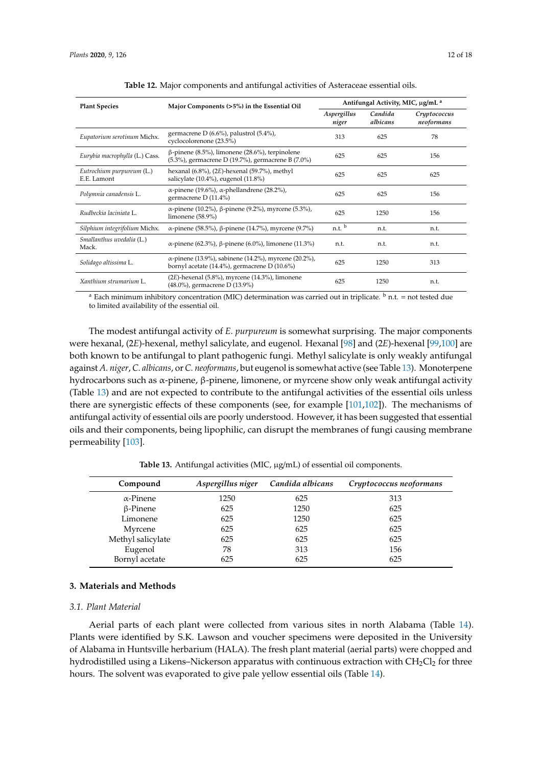**Table 12.** Major components and antifungal activities of Asteraceae essential oils.

| Plant Species | Major Components (>5%) in the Essential Oil | Antifungal Activity, MIC, μg/mL [a] | | |
|---|---|---|---|---|
| | | *Aspergillus niger* | *Candida albicans* | *Cryptococcus neoformans* |
| *Eupatorium serotinum* Michx. | germacrene D (6.6%), palustrol (5.4%), cyclocolorenone (23.5%) | 313 | 625 | 78 |
| *Eurybia macrophylla* (L.) Cass. | β-pinene (8.5%), limonene (28.6%), terpinolene (5.3%), germacrene D (19.7%), germacrene B (7.0%) | 625 | 625 | 156 |
| *Eutrochium purpureum* (L.) E.E. Lamont | hexanal (6.8%), (2*E*)-hexenal (59.7%), methyl salicylate (10.4%), eugenol (11.8%) | 625 | 625 | 625 |
| *Polymnia canadensis* L. | α-pinene (19.6%), α-phellandrene (28.2%), germacrene D (11.4%) | 625 | 625 | 156 |
| *Rudbeckia laciniata* L. | α-pinene (10.2%), β-pinene (9.2%), myrcene (5.3%), limonene (58.9%) | 625 | 1250 | 156 |
| *Silphium integrifolium* Michx. | α-pinene (58.5%), β-pinene (14.7%), myrcene (9.7%) | n.t. [b] | n.t. | n.t. |
| *Smallanthus uvedalia* (L.) Mack. | α-pinene (62.3%), β-pinene (6.0%), limonene (11.3%) | n.t. | n.t. | n.t. |
| *Solidago altissima* L. | α-pinene (13.9%), sabinene (14.2%), myrcene (20.2%), bornyl acetate (14.4%), germacrene D (10.6%) | 625 | 1250 | 313 |
| *Xanthium strumarium* L. | (2*E*)-hexenal (5.8%), myrcene (14.3%), limonene (48.0%), germacrene D (13.9%) | 625 | 1250 | n.t. |

[a] Each minimum inhibitory concentration (MIC) determination was carried out in triplicate. [b] n.t. = not tested due to limited availability of the essential oil.

The modest antifungal activity of *E. purpureum* is somewhat surprising. The major components were hexanal, (2*E*)-hexenal, methyl salicylate, and eugenol. Hexanal [98] and (2*E*)-hexenal [99,100] are both known to be antifungal to plant pathogenic fungi. Methyl salicylate is only weakly antifungal against *A. niger*, *C. albicans*, or *C. neoformans*, but eugenol is somewhat active (see Table 13). Monoterpene hydrocarbons such as α-pinene, β-pinene, limonene, or myrcene show only weak antifungal activity (Table 13) and are not expected to contribute to the antifungal activities of the essential oils unless there are synergistic effects of these components (see, for example [101,102]). The mechanisms of antifungal activity of essential oils are poorly understood. However, it has been suggested that essential oils and their components, being lipophilic, can disrupt the membranes of fungi causing membrane permeability [103].

**Table 13.** Antifungal activities (MIC, μg/mL) of essential oil components.

| Compound | *Aspergillus niger* | *Candida albicans* | *Cryptococcus neoformans* |
|---|---|---|---|
| α-Pinene | 1250 | 625 | 313 |
| β-Pinene | 625 | 1250 | 625 |
| Limonene | 625 | 1250 | 625 |
| Myrcene | 625 | 625 | 625 |
| Methyl salicylate | 625 | 625 | 625 |
| Eugenol | 78 | 313 | 156 |
| Bornyl acetate | 625 | 625 | 625 |

## 3. Materials and Methods

### 3.1. Plant Material

Aerial parts of each plant were collected from various sites in north Alabama (Table 14). Plants were identified by S.K. Lawson and voucher specimens were deposited in the University of Alabama in Huntsville herbarium (HALA). The fresh plant material (aerial parts) were chopped and hydrodistilled using a Likens–Nickerson apparatus with continuous extraction with $CH_2Cl_2$ for three hours. The solvent was evaporated to give pale yellow essential oils (Table 14).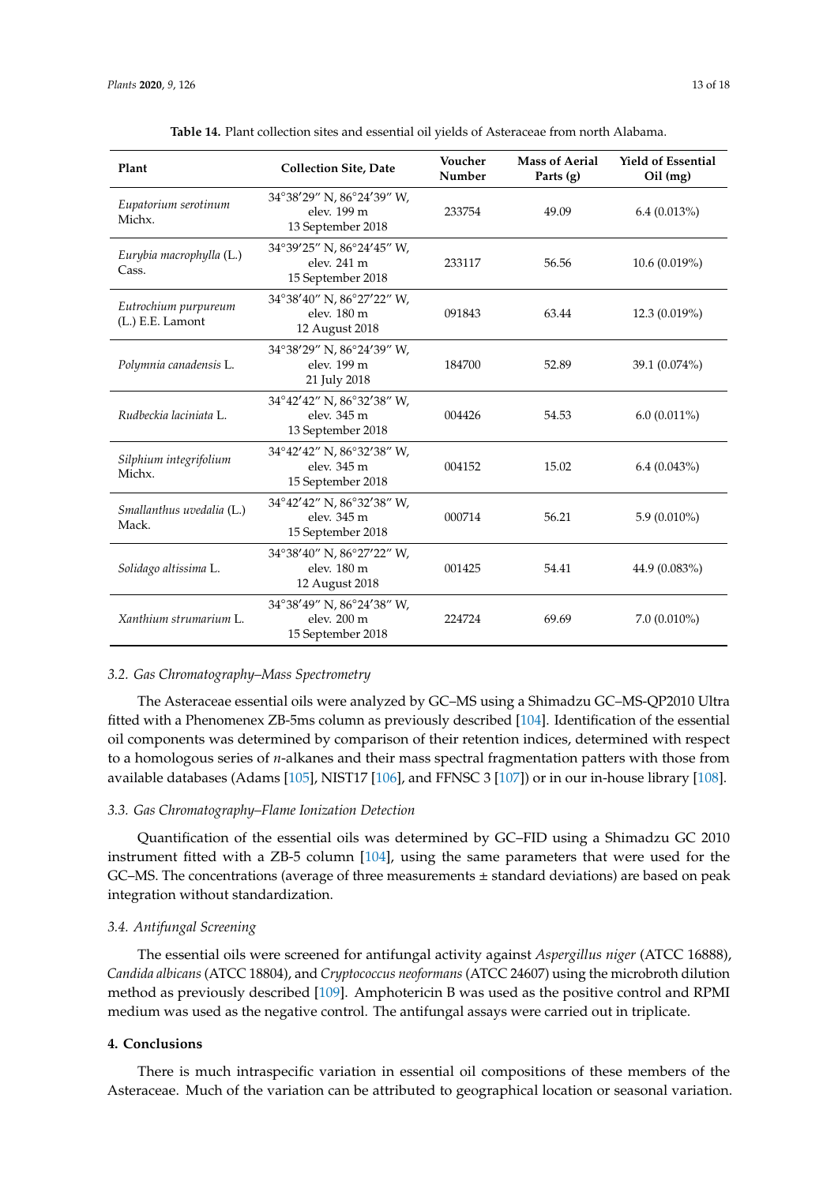**Table 14.** Plant collection sites and essential oil yields of Asteraceae from north Alabama.

| Plant | Collection Site, Date | Voucher Number | Mass of Aerial Parts (g) | Yield of Essential Oil (mg) |
|---|---|---|---|---|
| *Eupatorium serotinum* Michx. | 34°38′29″ N, 86°24′39″ W, elev. 199 m 13 September 2018 | 233754 | 49.09 | 6.4 (0.013%) |
| *Eurybia macrophylla* (L.) Cass. | 34°39′25″ N, 86°24′45″ W, elev. 241 m 15 September 2018 | 233117 | 56.56 | 10.6 (0.019%) |
| *Eutrochium purpureum* (L.) E.E. Lamont | 34°38′40″ N, 86°27′22″ W, elev. 180 m 12 August 2018 | 091843 | 63.44 | 12.3 (0.019%) |
| *Polymnia canadensis* L. | 34°38′29″ N, 86°24′39″ W, elev. 199 m 21 July 2018 | 184700 | 52.89 | 39.1 (0.074%) |
| *Rudbeckia laciniata* L. | 34°42′42″ N, 86°32′38″ W, elev. 345 m 13 September 2018 | 004426 | 54.53 | 6.0 (0.011%) |
| *Silphium integrifolium* Michx. | 34°42′42″ N, 86°32′38″ W, elev. 345 m 15 September 2018 | 004152 | 15.02 | 6.4 (0.043%) |
| *Smallanthus uvedalia* (L.) Mack. | 34°42′42″ N, 86°32′38″ W, elev. 345 m 15 September 2018 | 000714 | 56.21 | 5.9 (0.010%) |
| *Solidago altissima* L. | 34°38′40″ N, 86°27′22″ W, elev. 180 m 12 August 2018 | 001425 | 54.41 | 44.9 (0.083%) |
| *Xanthium strumarium* L. | 34°38′49″ N, 86°24′38″ W, elev. 200 m 15 September 2018 | 224724 | 69.69 | 7.0 (0.010%) |

### 3.2. Gas Chromatography–Mass Spectrometry

The Asteraceae essential oils were analyzed by GC–MS using a Shimadzu GC–MS-QP2010 Ultra fitted with a Phenomenex ZB-5ms column as previously described [104]. Identification of the essential oil components was determined by comparison of their retention indices, determined with respect to a homologous series of *n*-alkanes and their mass spectral fragmentation patterns with those from available databases (Adams [105], NIST17 [106], and FFNSC 3 [107]) or in our in-house library [108].

### 3.3. Gas Chromatography–Flame Ionization Detection

Quantification of the essential oils was determined by GC–FID using a Shimadzu GC 2010 instrument fitted with a ZB-5 column [104], using the same parameters that were used for the GC–MS. The concentrations (average of three measurements ± standard deviations) are based on peak integration without standardization.

### 3.4. Antifungal Screening

The essential oils were screened for antifungal activity against *Aspergillus niger* (ATCC 16888), *Candida albicans* (ATCC 18804), and *Cryptococcus neoformans* (ATCC 24607) using the microbroth dilution method as previously described [109]. Amphotericin B was used as the positive control and RPMI medium was used as the negative control. The antifungal assays were carried out in triplicate.

## 4. Conclusions

There is much intraspecific variation in essential oil compositions of these members of the Asteraceae. Much of the variation can be attributed to geographical location or seasonal variation.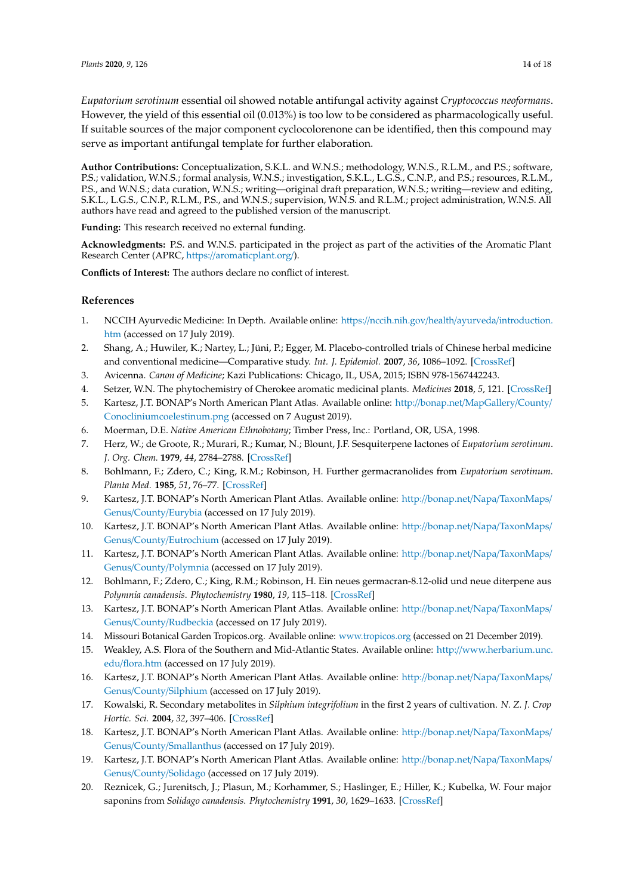*Eupatorium serotinum* essential oil showed notable antifungal activity against *Cryptococcus neoformans*. However, the yield of this essential oil (0.013%) is too low to be considered as pharmacologically useful. If suitable sources of the major component cyclocolorenone can be identified, then this compound may serve as important antifungal template for further elaboration.

**Author Contributions:** Conceptualization, S.K.L. and W.N.S.; methodology, W.N.S., R.L.M., and P.S.; software, P.S.; validation, W.N.S.; formal analysis, W.N.S.; investigation, S.K.L., L.G.S., C.N.P., and P.S.; resources, R.L.M., P.S., and W.N.S.; data curation, W.N.S.; writing—original draft preparation, W.N.S.; writing—review and editing, S.K.L., L.G.S., C.N.P., R.L.M., P.S., and W.N.S.; supervision, W.N.S. and R.L.M.; project administration, W.N.S. All authors have read and agreed to the published version of the manuscript.

**Funding:** This research received no external funding.

**Acknowledgments:** P.S. and W.N.S. participated in the project as part of the activities of the Aromatic Plant Research Center (APRC, https://aromaticplant.org/).

**Conflicts of Interest:** The authors declare no conflict of interest.

## References

1. NCCIH Ayurvedic Medicine: In Depth. Available online: https://nccih.nih.gov/health/ayurveda/introduction.htm (accessed on 17 July 2019).
2. Shang, A.; Huwiler, K.; Nartey, L.; Jüni, P.; Egger, M. Placebo-controlled trials of Chinese herbal medicine and conventional medicine—Comparative study. *Int. J. Epidemiol.* **2007**, *36*, 1086–1092. [CrossRef]
3. Avicenna. *Canon of Medicine*; Kazi Publications: Chicago, IL, USA, 2015; ISBN 978-1567442243.
4. Setzer, W.N. The phytochemistry of Cherokee aromatic medicinal plants. *Medicines* **2018**, *5*, 121. [CrossRef]
5. Kartesz, J.T. BONAP's North American Plant Atlas. Available online: http://bonap.net/MapGallery/County/Conocliniumcoelestinum.png (accessed on 7 August 2019).
6. Moerman, D.E. *Native American Ethnobotany*; Timber Press, Inc.: Portland, OR, USA, 1998.
7. Herz, W.; de Groote, R.; Murari, R.; Kumar, N.; Blount, J.F. Sesquiterpene lactones of *Eupatorium serotinum*. *J. Org. Chem.* **1979**, *44*, 2784–2788. [CrossRef]
8. Bohlmann, F.; Zdero, C.; King, R.M.; Robinson, H. Further germacranolides from *Eupatorium serotinum*. *Planta Med.* **1985**, *51*, 76–77. [CrossRef]
9. Kartesz, J.T. BONAP's North American Plant Atlas. Available online: http://bonap.net/Napa/TaxonMaps/Genus/County/Eurybia (accessed on 17 July 2019).
10. Kartesz, J.T. BONAP's North American Plant Atlas. Available online: http://bonap.net/Napa/TaxonMaps/Genus/County/Eutrochium (accessed on 17 July 2019).
11. Kartesz, J.T. BONAP's North American Plant Atlas. Available online: http://bonap.net/Napa/TaxonMaps/Genus/County/Polymnia (accessed on 17 July 2019).
12. Bohlmann, F.; Zdero, C.; King, R.M.; Robinson, H. Ein neues germacran-8.12-olid und neue diterpene aus *Polymnia canadensis*. *Phytochemistry* **1980**, *19*, 115–118. [CrossRef]
13. Kartesz, J.T. BONAP's North American Plant Atlas. Available online: http://bonap.net/Napa/TaxonMaps/Genus/County/Rudbeckia (accessed on 17 July 2019).
14. Missouri Botanical Garden Tropicos.org. Available online: www.tropicos.org (accessed on 21 December 2019).
15. Weakley, A.S. Flora of the Southern and Mid-Atlantic States. Available online: http://www.herbarium.unc.edu/flora.htm (accessed on 17 July 2019).
16. Kartesz, J.T. BONAP's North American Plant Atlas. Available online: http://bonap.net/Napa/TaxonMaps/Genus/County/Silphium (accessed on 17 July 2019).
17. Kowalski, R. Secondary metabolites in *Silphium integrifolium* in the first 2 years of cultivation. *N. Z. J. Crop Hortic. Sci.* **2004**, *32*, 397–406. [CrossRef]
18. Kartesz, J.T. BONAP's North American Plant Atlas. Available online: http://bonap.net/Napa/TaxonMaps/Genus/County/Smallanthus (accessed on 17 July 2019).
19. Kartesz, J.T. BONAP's North American Plant Atlas. Available online: http://bonap.net/Napa/TaxonMaps/Genus/County/Solidago (accessed on 17 July 2019).
20. Reznicek, G.; Jurenitsch, J.; Plasun, M.; Korhammer, S.; Haslinger, E.; Hiller, K.; Kubelka, W. Four major saponins from *Solidago canadensis*. *Phytochemistry* **1991**, *30*, 1629–1633. [CrossRef]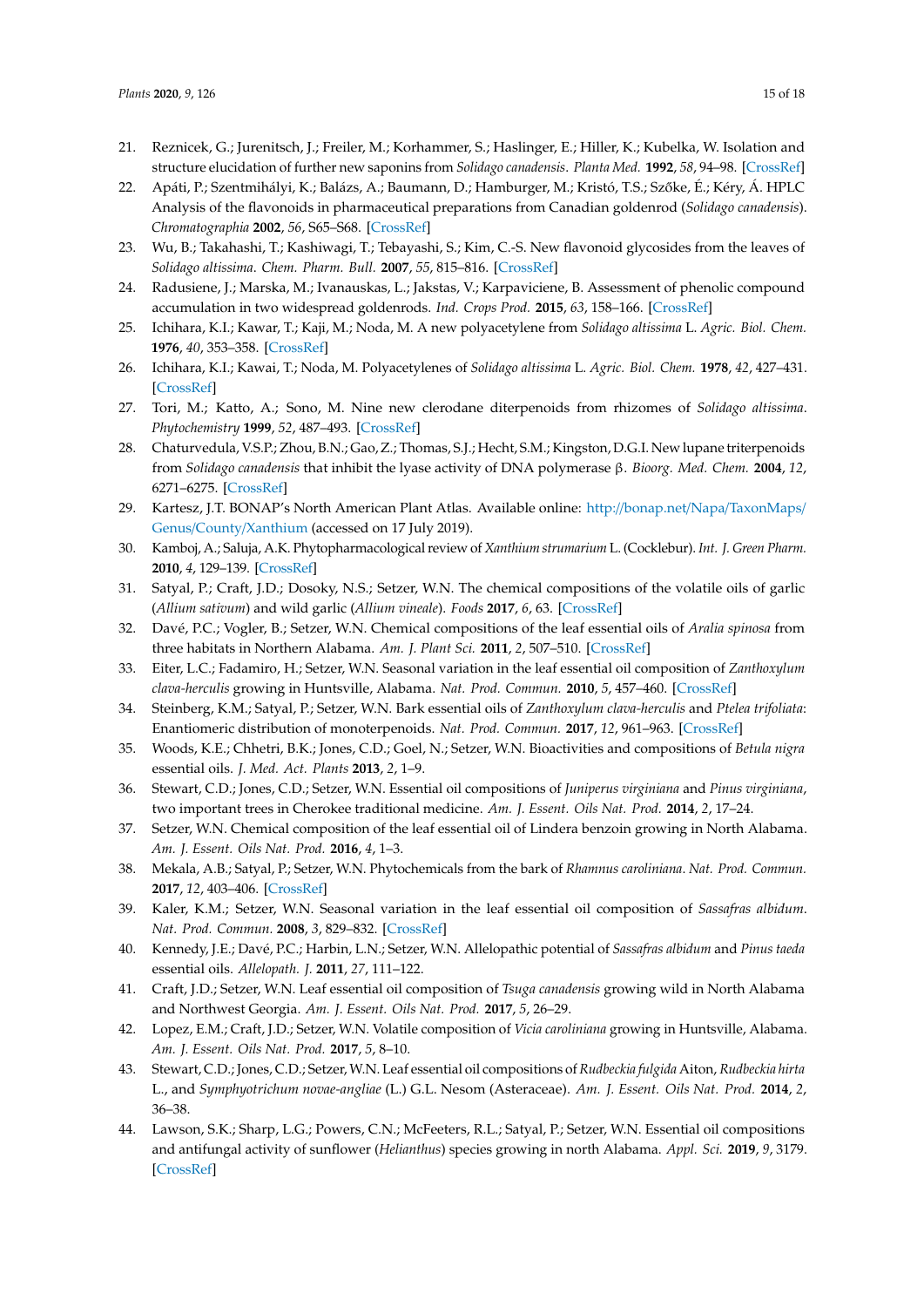21. Reznicek, G.; Jurenitsch, J.; Freiler, M.; Korhammer, S.; Haslinger, E.; Hiller, K.; Kubelka, W. Isolation and structure elucidation of further new saponins from *Solidago canadensis*. *Planta Med.* **1992**, *58*, 94–98. [CrossRef]
22. Apáti, P.; Szentmihályi, K.; Balázs, A.; Baumann, D.; Hamburger, M.; Kristó, T.S.; Szőke, É.; Kéry, Á. HPLC Analysis of the flavonoids in pharmaceutical preparations from Canadian goldenrod (*Solidago canadensis*). *Chromatographia* **2002**, *56*, S65–S68. [CrossRef]
23. Wu, B.; Takahashi, T.; Kashiwagi, T.; Tebayashi, S.; Kim, C.-S. New flavonoid glycosides from the leaves of *Solidago altissima*. *Chem. Pharm. Bull.* **2007**, *55*, 815–816. [CrossRef]
24. Radusiene, J.; Marska, M.; Ivanauskas, L.; Jakstas, V.; Karpaviciene, B. Assessment of phenolic compound accumulation in two widespread goldenrods. *Ind. Crops Prod.* **2015**, *63*, 158–166. [CrossRef]
25. Ichihara, K.I.; Kawar, T.; Kaji, M.; Noda, M. A new polyacetylene from *Solidago altissima* L. *Agric. Biol. Chem.* **1976**, *40*, 353–358. [CrossRef]
26. Ichihara, K.I.; Kawai, T.; Noda, M. Polyacetylenes of *Solidago altissima* L. *Agric. Biol. Chem.* **1978**, *42*, 427–431. [CrossRef]
27. Tori, M.; Katto, A.; Sono, M. Nine new clerodane diterpenoids from rhizomes of *Solidago altissima*. *Phytochemistry* **1999**, *52*, 487–493. [CrossRef]
28. Chaturvedula, V.S.P.; Zhou, B.N.; Gao, Z.; Thomas, S.J.; Hecht, S.M.; Kingston, D.G.I. New lupane triterpenoids from *Solidago canadensis* that inhibit the lyase activity of DNA polymerase β. *Bioorg. Med. Chem.* **2004**, *12*, 6271–6275. [CrossRef]
29. Kartesz, J.T. BONAP's North American Plant Atlas. Available online: http://bonap.net/Napa/TaxonMaps/Genus/County/Xanthium (accessed on 17 July 2019).
30. Kamboj, A.; Saluja, A.K. Phytopharmacological review of *Xanthium strumarium* L. (Cocklebur). *Int. J. Green Pharm.* **2010**, *4*, 129–139. [CrossRef]
31. Satyal, P.; Craft, J.D.; Dosoky, N.S.; Setzer, W.N. The chemical compositions of the volatile oils of garlic (*Allium sativum*) and wild garlic (*Allium vineale*). *Foods* **2017**, *6*, 63. [CrossRef]
32. Davé, P.C.; Vogler, B.; Setzer, W.N. Chemical compositions of the leaf essential oils of *Aralia spinosa* from three habitats in Northern Alabama. *Am. J. Plant Sci.* **2011**, *2*, 507–510. [CrossRef]
33. Eiter, L.C.; Fadamiro, H.; Setzer, W.N. Seasonal variation in the leaf essential oil composition of *Zanthoxylum clava-herculis* growing in Huntsville, Alabama. *Nat. Prod. Commun.* **2010**, *5*, 457–460. [CrossRef]
34. Steinberg, K.M.; Satyal, P.; Setzer, W.N. Bark essential oils of *Zanthoxylum clava-herculis* and *Ptelea trifoliata*: Enantiomeric distribution of monoterpenoids. *Nat. Prod. Commun.* **2017**, *12*, 961–963. [CrossRef]
35. Woods, K.E.; Chhetri, B.K.; Jones, C.D.; Goel, N.; Setzer, W.N. Bioactivities and compositions of *Betula nigra* essential oils. *J. Med. Act. Plants* **2013**, *2*, 1–9.
36. Stewart, C.D.; Jones, C.D.; Setzer, W.N. Essential oil compositions of *Juniperus virginiana* and *Pinus virginiana*, two important trees in Cherokee traditional medicine. *Am. J. Essent. Oils Nat. Prod.* **2014**, *2*, 17–24.
37. Setzer, W.N. Chemical composition of the leaf essential oil of Lindera benzoin growing in North Alabama. *Am. J. Essent. Oils Nat. Prod.* **2016**, *4*, 1–3.
38. Mekala, A.B.; Satyal, P.; Setzer, W.N. Phytochemicals from the bark of *Rhamnus caroliniana*. *Nat. Prod. Commun.* **2017**, *12*, 403–406. [CrossRef]
39. Kaler, K.M.; Setzer, W.N. Seasonal variation in the leaf essential oil composition of *Sassafras albidum*. *Nat. Prod. Commun.* **2008**, *3*, 829–832. [CrossRef]
40. Kennedy, J.E.; Davé, P.C.; Harbin, L.N.; Setzer, W.N. Allelopathic potential of *Sassafras albidum* and *Pinus taeda* essential oils. *Allelopath. J.* **2011**, *27*, 111–122.
41. Craft, J.D.; Setzer, W.N. Leaf essential oil composition of *Tsuga canadensis* growing wild in North Alabama and Northwest Georgia. *Am. J. Essent. Oils Nat. Prod.* **2017**, *5*, 26–29.
42. Lopez, E.M.; Craft, J.D.; Setzer, W.N. Volatile composition of *Vicia caroliniana* growing in Huntsville, Alabama. *Am. J. Essent. Oils Nat. Prod.* **2017**, *5*, 8–10.
43. Stewart, C.D.; Jones, C.D.; Setzer, W.N. Leaf essential oil compositions of *Rudbeckia fulgida* Aiton, *Rudbeckia hirta* L., and *Symphyotrichum novae-angliae* (L.) G.L. Nesom (Asteraceae). *Am. J. Essent. Oils Nat. Prod.* **2014**, *2*, 36–38.
44. Lawson, S.K.; Sharp, L.G.; Powers, C.N.; McFeeters, R.L.; Satyal, P.; Setzer, W.N. Essential oil compositions and antifungal activity of sunflower (*Helianthus*) species growing in north Alabama. *Appl. Sci.* **2019**, *9*, 3179. [CrossRef]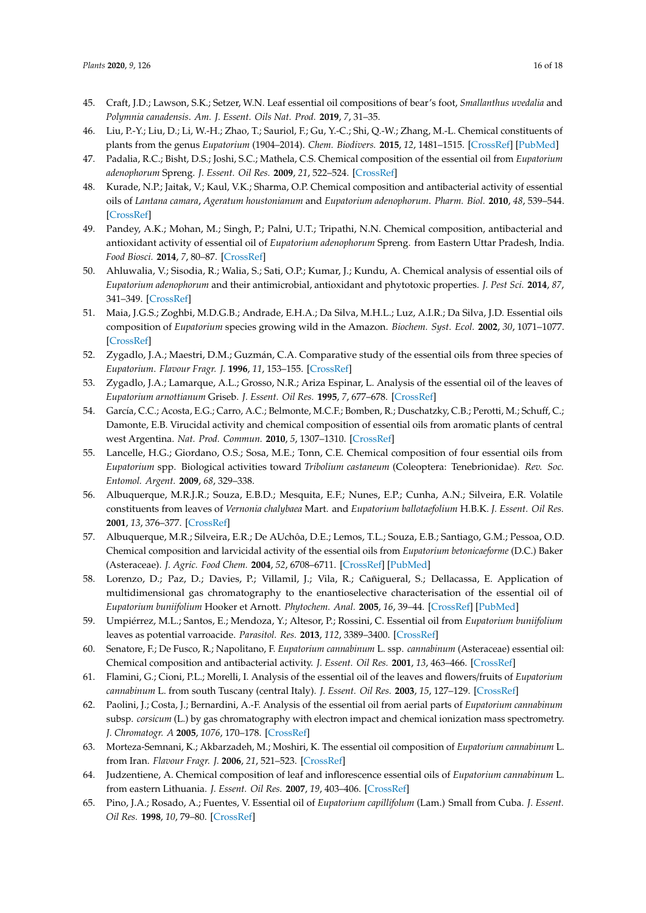45. Craft, J.D.; Lawson, S.K.; Setzer, W.N. Leaf essential oil compositions of bear's foot, *Smallanthus uvedalia* and *Polymnia canadensis*. *Am. J. Essent. Oils Nat. Prod.* **2019**, *7*, 31–35.
46. Liu, P.-Y.; Liu, D.; Li, W.-H.; Zhao, T.; Sauriol, F.; Gu, Y.-C.; Shi, Q.-W.; Zhang, M.-L. Chemical constituents of plants from the genus *Eupatorium* (1904–2014). *Chem. Biodivers.* **2015**, *12*, 1481–1515. [CrossRef] [PubMed]
47. Padalia, R.C.; Bisht, D.S.; Joshi, S.C.; Mathela, C.S. Chemical composition of the essential oil from *Eupatorium adenophorum* Spreng. *J. Essent. Oil Res.* **2009**, *21*, 522–524. [CrossRef]
48. Kurade, N.P.; Jaitak, V.; Kaul, V.K.; Sharma, O.P. Chemical composition and antibacterial activity of essential oils of *Lantana camara*, *Ageratum houstonianum* and *Eupatorium adenophorum*. *Pharm. Biol.* **2010**, *48*, 539–544. [CrossRef]
49. Pandey, A.K.; Mohan, M.; Singh, P.; Palni, U.T.; Tripathi, N.N. Chemical composition, antibacterial and antioxidant activity of essential oil of *Eupatorium adenophorum* Spreng. from Eastern Uttar Pradesh, India. *Food Biosci.* **2014**, *7*, 80–87. [CrossRef]
50. Ahluwalia, V.; Sisodia, R.; Walia, S.; Sati, O.P.; Kumar, J.; Kundu, A. Chemical analysis of essential oils of *Eupatorium adenophorum* and their antimicrobial, antioxidant and phytotoxic properties. *J. Pest Sci.* **2014**, *87*, 341–349. [CrossRef]
51. Maia, J.G.S.; Zoghbi, M.D.G.B.; Andrade, E.H.A.; Da Silva, M.H.L.; Luz, A.I.R.; Da Silva, J.D. Essential oils composition of *Eupatorium* species growing wild in the Amazon. *Biochem. Syst. Ecol.* **2002**, *30*, 1071–1077. [CrossRef]
52. Zygadlo, J.A.; Maestri, D.M.; Guzmán, C.A. Comparative study of the essential oils from three species of *Eupatorium*. *Flavour Fragr. J.* **1996**, *11*, 153–155. [CrossRef]
53. Zygadlo, J.A.; Lamarque, A.L.; Grosso, N.R.; Ariza Espinar, L. Analysis of the essential oil of the leaves of *Eupatorium arnottianum* Griseb. *J. Essent. Oil Res.* **1995**, *7*, 677–678. [CrossRef]
54. García, C.C.; Acosta, E.G.; Carro, A.C.; Belmonte, M.C.F.; Bomben, R.; Duschatzky, C.B.; Perotti, M.; Schuff, C.; Damonte, E.B. Virucidal activity and chemical composition of essential oils from aromatic plants of central west Argentina. *Nat. Prod. Commun.* **2010**, *5*, 1307–1310. [CrossRef]
55. Lancelle, H.G.; Giordano, O.S.; Sosa, M.E.; Tonn, C.E. Chemical composition of four essential oils from *Eupatorium* spp. Biological activities toward *Tribolium castaneum* (Coleoptera: Tenebrionidae). *Rev. Soc. Entomol. Argent.* **2009**, *68*, 329–338.
56. Albuquerque, M.R.J.R.; Souza, E.B.D.; Mesquita, E.F.; Nunes, E.P.; Cunha, A.N.; Silveira, E.R. Volatile constituents from leaves of *Vernonia chalybaea* Mart. and *Eupatorium ballotaefolium* H.B.K. *J. Essent. Oil Res.* **2001**, *13*, 376–377. [CrossRef]
57. Albuquerque, M.R.; Silveira, E.R.; De AUchôa, D.E.; Lemos, T.L.; Souza, E.B.; Santiago, G.M.; Pessoa, O.D. Chemical composition and larvicidal activity of the essential oils from *Eupatorium betonicaeforme* (D.C.) Baker (Asteraceae). *J. Agric. Food Chem.* **2004**, *52*, 6708–6711. [CrossRef] [PubMed]
58. Lorenzo, D.; Paz, D.; Davies, P.; Villamil, J.; Vila, R.; Cañigueral, S.; Dellacassa, E. Application of multidimensional gas chromatography to the enantioselective characterisation of the essential oil of *Eupatorium buniifolium* Hooker et Arnott. *Phytochem. Anal.* **2005**, *16*, 39–44. [CrossRef] [PubMed]
59. Umpiérrez, M.L.; Santos, E.; Mendoza, Y.; Altesor, P.; Rossini, C. Essential oil from *Eupatorium buniifolium* leaves as potential varroacide. *Parasitol. Res.* **2013**, *112*, 3389–3400. [CrossRef]
60. Senatore, F.; De Fusco, R.; Napolitano, F. *Eupatorium cannabinum* L. ssp. *cannabinum* (Asteraceae) essential oil: Chemical composition and antibacterial activity. *J. Essent. Oil Res.* **2001**, *13*, 463–466. [CrossRef]
61. Flamini, G.; Cioni, P.L.; Morelli, I. Analysis of the essential oil of the leaves and flowers/fruits of *Eupatorium cannabinum* L. from south Tuscany (central Italy). *J. Essent. Oil Res.* **2003**, *15*, 127–129. [CrossRef]
62. Paolini, J.; Costa, J.; Bernardini, A.-F. Analysis of the essential oil from aerial parts of *Eupatorium cannabinum* subsp. *corsicum* (L.) by gas chromatography with electron impact and chemical ionization mass spectrometry. *J. Chromatogr. A* **2005**, *1076*, 170–178. [CrossRef]
63. Morteza-Semnani, K.; Akbarzadeh, M.; Moshiri, K. The essential oil composition of *Eupatorium cannabinum* L. from Iran. *Flavour Fragr. J.* **2006**, *21*, 521–523. [CrossRef]
64. Judzentiene, A. Chemical composition of leaf and inflorescence essential oils of *Eupatorium cannabinum* L. from eastern Lithuania. *J. Essent. Oil Res.* **2007**, *19*, 403–406. [CrossRef]
65. Pino, J.A.; Rosado, A.; Fuentes, V. Essential oil of *Eupatorium capillifolum* (Lam.) Small from Cuba. *J. Essent. Oil Res.* **1998**, *10*, 79–80. [CrossRef]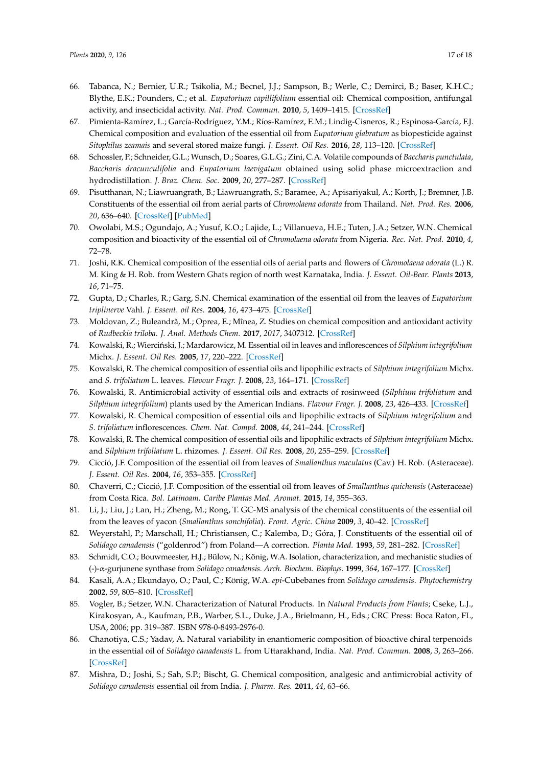66. Tabanca, N.; Bernier, U.R.; Tsikolia, M.; Becnel, J.J.; Sampson, B.; Werle, C.; Demirci, B.; Baser, K.H.C.; Blythe, E.K.; Pounders, C.; et al. *Eupatorium capillifolium* essential oil: Chemical composition, antifungal activity, and insecticidal activity. *Nat. Prod. Commun.* **2010**, *5*, 1409–1415. [CrossRef]
67. Pimienta-Ramírez, L.; García-Rodríguez, Y.M.; Ríos-Ramírez, E.M.; Lindig-Cisneros, R.; Espinosa-García, F.J. Chemical composition and evaluation of the essential oil from *Eupatorium glabratum* as biopesticide against *Sitophilus zeamais* and several stored maize fungi. *J. Essent. Oil Res.* **2016**, *28*, 113–120. [CrossRef]
68. Schossler, P.; Schneider, G.L.; Wunsch, D.; Soares, G.L.G.; Zini, C.A. Volatile compounds of *Baccharis punctulata*, *Baccharis dracunculifolia* and *Eupatorium laevigatum* obtained using solid phase microextraction and hydrodistillation. *J. Braz. Chem. Soc.* **2009**, *20*, 277–287. [CrossRef]
69. Pisutthanan, N.; Liawruangrath, B.; Liawruangrath, S.; Baramee, A.; Apisariyakul, A.; Korth, J.; Bremner, J.B. Constituents of the essential oil from aerial parts of *Chromolaena odorata* from Thailand. *Nat. Prod. Res.* **2006**, *20*, 636–640. [CrossRef] [PubMed]
70. Owolabi, M.S.; Ogundajo, A.; Yusuf, K.O.; Lajide, L.; Villanueva, H.E.; Tuten, J.A.; Setzer, W.N. Chemical composition and bioactivity of the essential oil of *Chromolaena odorata* from Nigeria. *Rec. Nat. Prod.* **2010**, *4*, 72–78.
71. Joshi, R.K. Chemical composition of the essential oils of aerial parts and flowers of *Chromolaena odorata* (L.) R. M. King & H. Rob. from Western Ghats region of north west Karnataka, India. *J. Essent. Oil-Bear. Plants* **2013**, *16*, 71–75.
72. Gupta, D.; Charles, R.; Garg, S.N. Chemical examination of the essential oil from the leaves of *Eupatorium triplinerve* Vahl. *J. Essent. oil Res.* **2004**, *16*, 473–475. [CrossRef]
73. Moldovan, Z.; Buleandră, M.; Oprea, E.; Mînea, Z. Studies on chemical composition and antioxidant activity of *Rudbeckia triloba*. *J. Anal. Methods Chem.* **2017**, *2017*, 3407312. [CrossRef]
74. Kowalski, R.; Wierciński, J.; Mardarowicz, M. Essential oil in leaves and inflorescences of *Silphium integrifolium* Michx. *J. Essent. Oil Res.* **2005**, *17*, 220–222. [CrossRef]
75. Kowalski, R. The chemical composition of essential oils and lipophilic extracts of *Silphium integrifolium* Michx. and *S. trifoliatum* L. leaves. *Flavour Fragr. J.* **2008**, *23*, 164–171. [CrossRef]
76. Kowalski, R. Antimicrobial activity of essential oils and extracts of rosinweed (*Silphium trifoliatum* and *Silphium integrifolium*) plants used by the American Indians. *Flavour Fragr. J.* **2008**, *23*, 426–433. [CrossRef]
77. Kowalski, R. Chemical composition of essential oils and lipophilic extracts of *Silphium integrifolium* and *S. trifoliatum* inflorescences. *Chem. Nat. Compd.* **2008**, *44*, 241–244. [CrossRef]
78. Kowalski, R. The chemical composition of essential oils and lipophilic extracts of *Silphium integrifolium* Michx. and *Silphium trifoliatum* L. rhizomes. *J. Essent. Oil Res.* **2008**, *20*, 255–259. [CrossRef]
79. Cicció, J.F. Composition of the essential oil from leaves of *Smallanthus maculatus* (Cav.) H. Rob. (Asteraceae). *J. Essent. Oil Res.* **2004**, *16*, 353–355. [CrossRef]
80. Chaverri, C.; Cicció, J.F. Composition of the essential oil from leaves of *Smallanthus quichensis* (Asteraceae) from Costa Rica. *Bol. Latinoam. Caribe Plantas Med. Aromat.* **2015**, *14*, 355–363.
81. Li, J.; Liu, J.; Lan, H.; Zheng, M.; Rong, T. GC-MS analysis of the chemical constituents of the essential oil from the leaves of yacon (*Smallanthus sonchifolia*). *Front. Agric. China* **2009**, *3*, 40–42. [CrossRef]
82. Weyerstahl, P.; Marschall, H.; Christiansen, C.; Kalemba, D.; Góra, J. Constituents of the essential oil of *Solidago canadensis* ("goldenrod") from Poland—A correction. *Planta Med.* **1993**, *59*, 281–282. [CrossRef]
83. Schmidt, C.O.; Bouwmeester, H.J.; Bülow, N.; König, W.A. Isolation, characterization, and mechanistic studies of (-)-α-gurjunene synthase from *Solidago canadensis*. *Arch. Biochem. Biophys.* **1999**, *364*, 167–177. [CrossRef]
84. Kasali, A.A.; Ekundayo, O.; Paul, C.; König, W.A. *epi*-Cubebanes from *Solidago canadensis*. *Phytochemistry* **2002**, *59*, 805–810. [CrossRef]
85. Vogler, B.; Setzer, W.N. Characterization of Natural Products. In *Natural Products from Plants*; Cseke, L.J., Kirakosyan, A., Kaufman, P.B., Warber, S.L., Duke, J.A., Brielmann, H., Eds.; CRC Press: Boca Raton, FL, USA, 2006; pp. 319–387. ISBN 978-0-8493-2976-0.
86. Chanotiya, C.S.; Yadav, A. Natural variability in enantiomeric composition of bioactive chiral terpenoids in the essential oil of *Solidago canadensis* L. from Uttarakhand, India. *Nat. Prod. Commun.* **2008**, *3*, 263–266. [CrossRef]
87. Mishra, D.; Joshi, S.; Sah, S.P.; Bischt, G. Chemical composition, analgesic and antimicrobial activity of *Solidago canadensis* essential oil from India. *J. Pharm. Res.* **2011**, *44*, 63–66.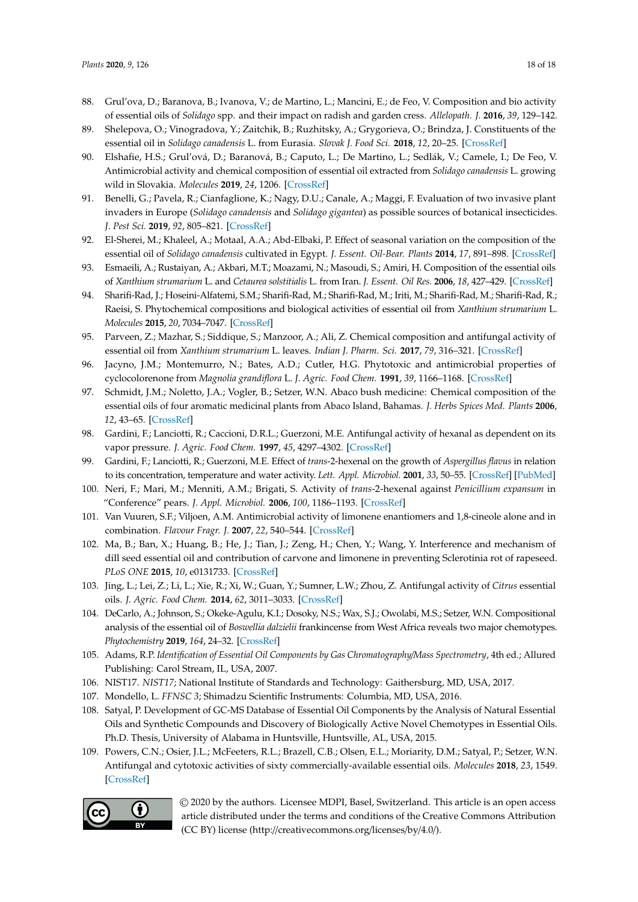88. Grul'ova, D.; Baranova, B.; Ivanova, V.; de Martino, L.; Mancini, E.; de Feo, V. Composition and bio activity of essential oils of *Solidago* spp. and their impact on radish and garden cress. *Allelopath. J.* **2016**, *39*, 129–142.
89. Shelepova, O.; Vinogradova, Y.; Zaitchik, B.; Ruzhitsky, A.; Grygorieva, O.; Brindza, J. Constituents of the essential oil in *Solidago canadensis* L. from Eurasia. *Slovak J. Food Sci.* **2018**, *12*, 20–25. [CrossRef]
90. Elshafie, H.S.; Grul'ová, D.; Baranová, B.; Caputo, L.; De Martino, L.; Sedlák, V.; Camele, I.; De Feo, V. Antimicrobial activity and chemical composition of essential oil extracted from *Solidago canadensis* L. growing wild in Slovakia. *Molecules* **2019**, *24*, 1206. [CrossRef]
91. Benelli, G.; Pavela, R.; Cianfaglione, K.; Nagy, D.U.; Canale, A.; Maggi, F. Evaluation of two invasive plant invaders in Europe (*Solidago canadensis* and *Solidago gigantea*) as possible sources of botanical insecticides. *J. Pest Sci.* **2019**, *92*, 805–821. [CrossRef]
92. El-Sherei, M.; Khaleel, A.; Motaal, A.A.; Abd-Elbaki, P. Effect of seasonal variation on the composition of the essential oil of *Solidago canadensis* cultivated in Egypt. *J. Essent. Oil-Bear. Plants* **2014**, *17*, 891–898. [CrossRef]
93. Esmaeili, A.; Rustaiyan, A.; Akbari, M.T.; Moazami, N.; Masoudi, S.; Amiri, H. Composition of the essential oils of *Xanthium strumarium* L. and *Cetaurea solstitialis* L. from Iran. *J. Essent. Oil Res.* **2006**, *18*, 427–429. [CrossRef]
94. Sharifi-Rad, J.; Hoseini-Alfatemi, S.M.; Sharifi-Rad, M.; Sharifi-Rad, M.; Iriti, M.; Sharifi-Rad, M.; Sharifi-Rad, R.; Raeisi, S. Phytochemical compositions and biological activities of essential oil from *Xanthium strumarium* L. *Molecules* **2015**, *20*, 7034–7047. [CrossRef]
95. Parveen, Z.; Mazhar, S.; Siddique, S.; Manzoor, A.; Ali, Z. Chemical composition and antifungal activity of essential oil from *Xanthium strumarium* L. leaves. *Indian J. Pharm. Sci.* **2017**, *79*, 316–321. [CrossRef]
96. Jacyno, J.M.; Montemurro, N.; Bates, A.D.; Cutler, H.G. Phytotoxic and antimicrobial properties of cyclocolorenone from *Magnolia grandiflora* L. *J. Agric. Food Chem.* **1991**, *39*, 1166–1168. [CrossRef]
97. Schmidt, J.M.; Noletto, J.A.; Vogler, B.; Setzer, W.N. Abaco bush medicine: Chemical composition of the essential oils of four aromatic medicinal plants from Abaco Island, Bahamas. *J. Herbs Spices Med. Plants* **2006**, *12*, 43–65. [CrossRef]
98. Gardini, F.; Lanciotti, R.; Caccioni, D.R.L.; Guerzoni, M.E. Antifungal activity of hexanal as dependent on its vapor pressure. *J. Agric. Food Chem.* **1997**, *45*, 4297–4302. [CrossRef]
99. Gardini, F.; Lanciotti, R.; Guerzoni, M.E. Effect of *trans*-2-hexenal on the growth of *Aspergillus flavus* in relation to its concentration, temperature and water activity. *Lett. Appl. Microbiol.* **2001**, *33*, 50–55. [CrossRef] [PubMed]
100. Neri, F.; Mari, M.; Menniti, A.M.; Brigati, S. Activity of *trans*-2-hexenal against *Penicillium expansum* in "Conference" pears. *J. Appl. Microbiol.* **2006**, *100*, 1186–1193. [CrossRef]
101. Van Vuuren, S.F.; Viljoen, A.M. Antimicrobial activity of limonene enantiomers and 1,8-cineole alone and in combination. *Flavour Fragr. J.* **2007**, *22*, 540–544. [CrossRef]
102. Ma, B.; Ban, X.; Huang, B.; He, J.; Tian, J.; Zeng, H.; Chen, Y.; Wang, Y. Interference and mechanism of dill seed essential oil and contribution of carvone and limonene in preventing Sclerotinia rot of rapeseed. *PLoS ONE* **2015**, *10*, e0131733. [CrossRef]
103. Jing, L.; Lei, Z.; Li, L.; Xie, R.; Xi, W.; Guan, Y.; Sumner, L.W.; Zhou, Z. Antifungal activity of *Citrus* essential oils. *J. Agric. Food Chem.* **2014**, *62*, 3011–3033. [CrossRef]
104. DeCarlo, A.; Johnson, S.; Okeke-Agulu, K.I.; Dosoky, N.S.; Wax, S.J.; Owolabi, M.S.; Setzer, W.N. Compositional analysis of the essential oil of *Boswellia dalzielii* frankincense from West Africa reveals two major chemotypes. *Phytochemistry* **2019**, *164*, 24–32. [CrossRef]
105. Adams, R.P. *Identification of Essential Oil Components by Gas Chromatography/Mass Spectrometry*, 4th ed.; Allured Publishing: Carol Stream, IL, USA, 2007.
106. NIST17. *NIST17*; National Institute of Standards and Technology: Gaithersburg, MD, USA, 2017.
107. Mondello, L. *FFNSC 3*; Shimadzu Scientific Instruments: Columbia, MD, USA, 2016.
108. Satyal, P. Development of GC-MS Database of Essential Oil Components by the Analysis of Natural Essential Oils and Synthetic Compounds and Discovery of Biologically Active Novel Chemotypes in Essential Oils. Ph.D. Thesis, University of Alabama in Huntsville, Huntsville, AL, USA, 2015.
109. Powers, C.N.; Osier, J.L.; McFeeters, R.L.; Brazell, C.B.; Olsen, E.L.; Moriarity, D.M.; Satyal, P.; Setzer, W.N. Antifungal and cytotoxic activities of sixty commercially-available essential oils. *Molecules* **2018**, *23*, 1549. [CrossRef]

© 2020 by the authors. Licensee MDPI, Basel, Switzerland. This article is an open access article distributed under the terms and conditions of the Creative Commons Attribution (CC BY) license (http://creativecommons.org/licenses/by/4.0/).